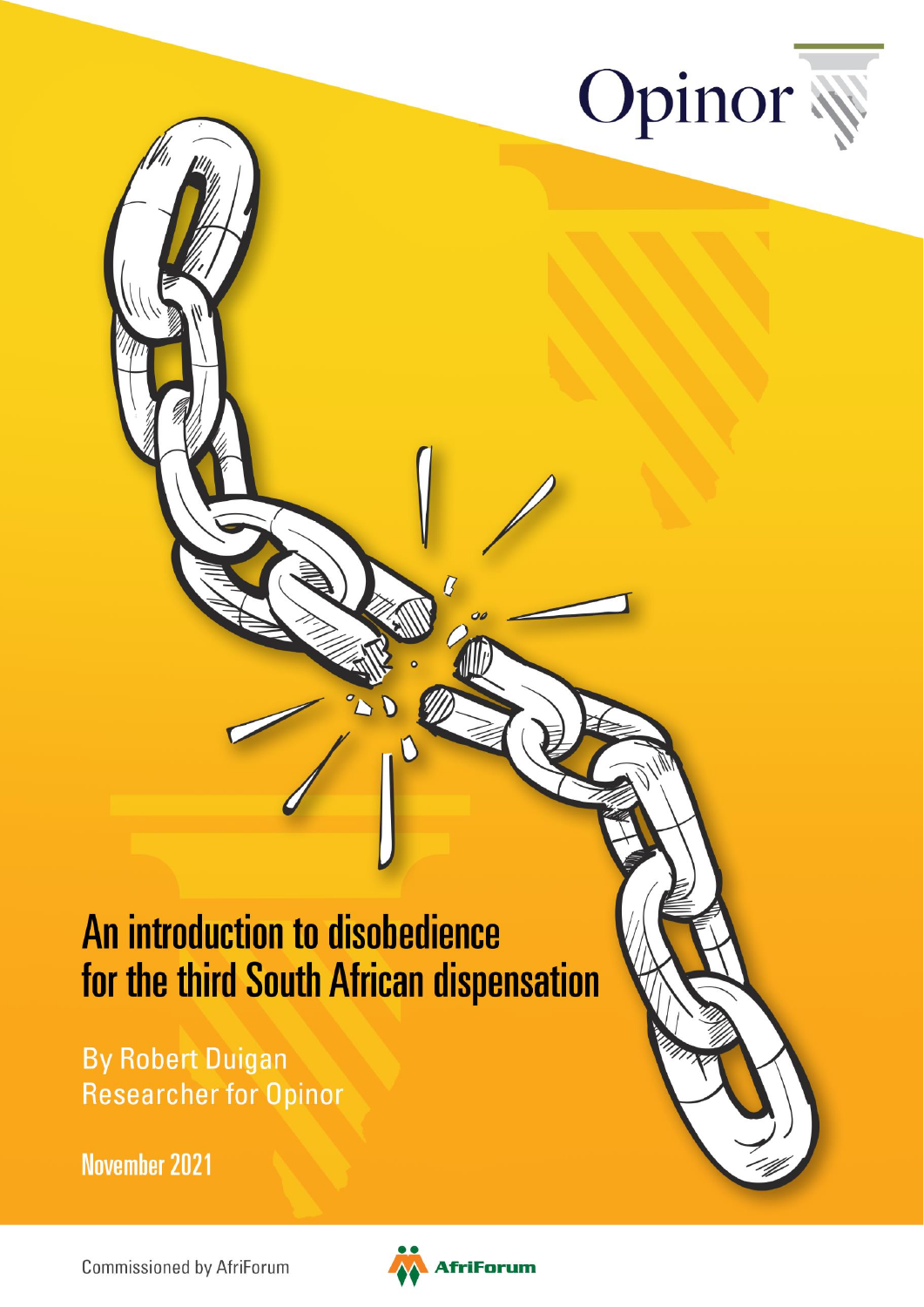Opinor

# An introduction to disobedience for the third South African dispensation

By Robert Duigan
Researcher for Opinor

November 2021

Commissioned by AfriForum

AfriForum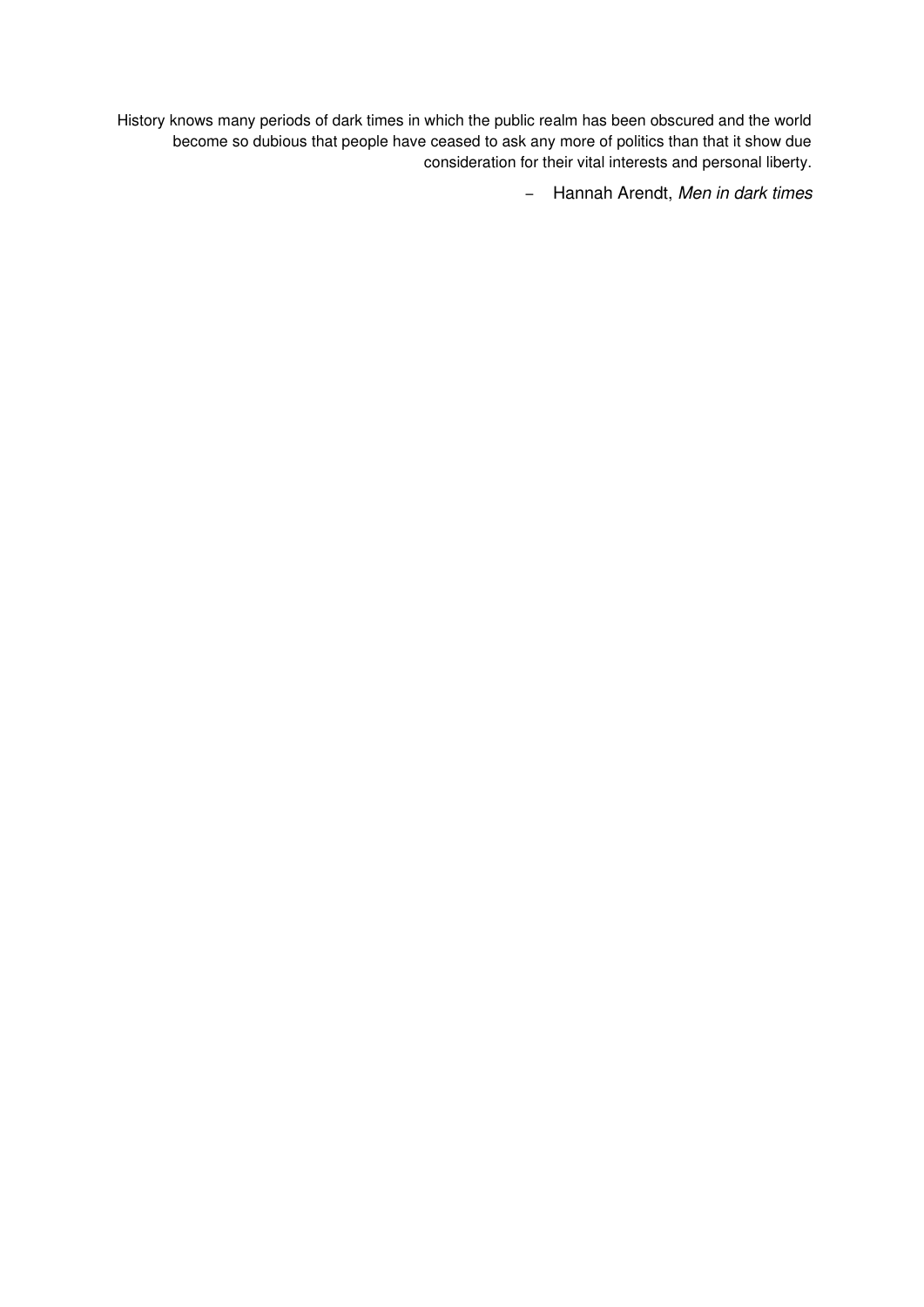History knows many periods of dark times in which the public realm has been obscured and the world become so dubious that people have ceased to ask any more of politics than that it show due consideration for their vital interests and personal liberty.

– Hannah Arendt, *Men in dark times*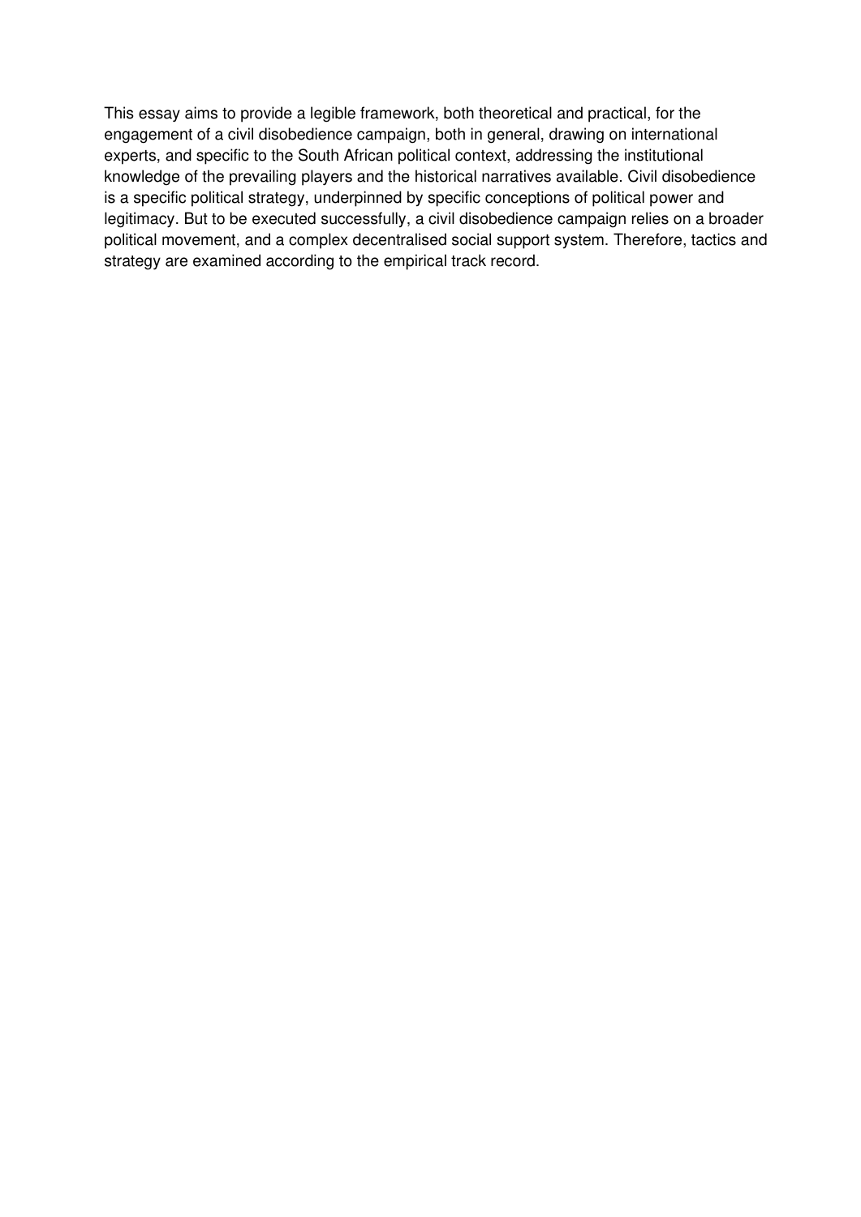This essay aims to provide a legible framework, both theoretical and practical, for the engagement of a civil disobedience campaign, both in general, drawing on international experts, and specific to the South African political context, addressing the institutional knowledge of the prevailing players and the historical narratives available. Civil disobedience is a specific political strategy, underpinned by specific conceptions of political power and legitimacy. But to be executed successfully, a civil disobedience campaign relies on a broader political movement, and a complex decentralised social support system. Therefore, tactics and strategy are examined according to the empirical track record.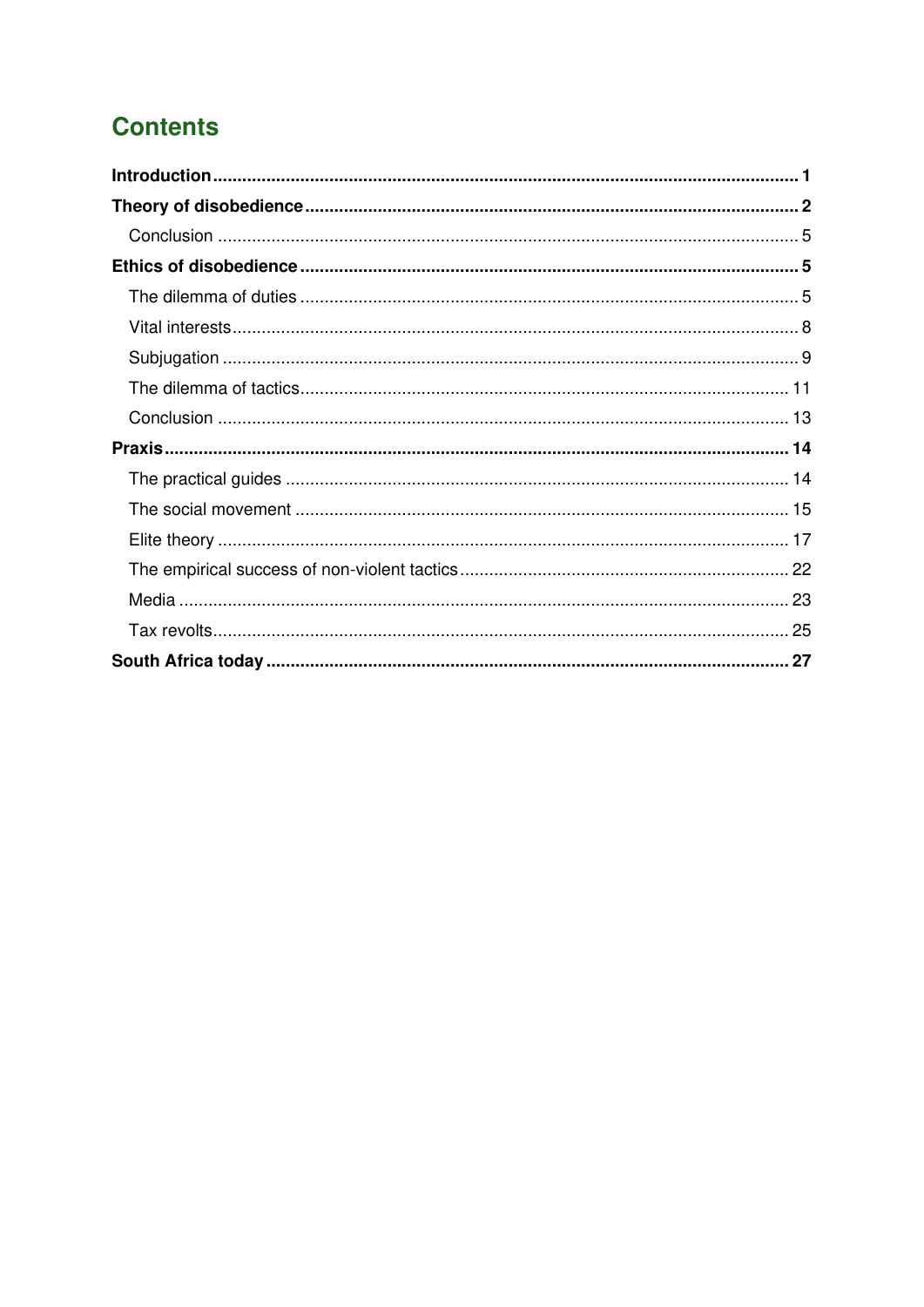# Contents

**Introduction** ........................................................................................................................ **1**

**Theory of disobedience** ........................................................................................................ **2**

  Conclusion ....................................................................................................................... 5

**Ethics of disobedience** ........................................................................................................ **5**

  The dilemma of duties ..................................................................................................... 5

  Vital interests .................................................................................................................... 8

  Subjugation ...................................................................................................................... 9

  The dilemma of tactics .................................................................................................... 11

  Conclusion ..................................................................................................................... 13

**Praxis** ................................................................................................................................ **14**

  The practical guides ....................................................................................................... 14

  The social movement ..................................................................................................... 15

  Elite theory ..................................................................................................................... 17

  The empirical success of non-violent tactics .................................................................... 22

  Media ............................................................................................................................. 23

  Tax revolts ...................................................................................................................... 25

**South Africa today** ............................................................................................................ **27**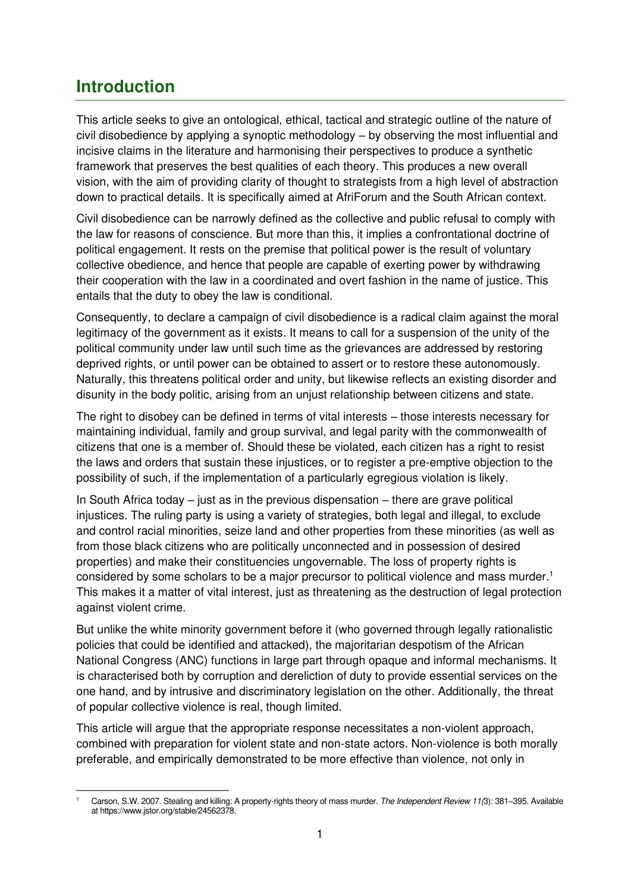# Introduction

This article seeks to give an ontological, ethical, tactical and strategic outline of the nature of civil disobedience by applying a synoptic methodology – by observing the most influential and incisive claims in the literature and harmonising their perspectives to produce a synthetic framework that preserves the best qualities of each theory. This produces a new overall vision, with the aim of providing clarity of thought to strategists from a high level of abstraction down to practical details. It is specifically aimed at AfriForum and the South African context.

Civil disobedience can be narrowly defined as the collective and public refusal to comply with the law for reasons of conscience. But more than this, it implies a confrontational doctrine of political engagement. It rests on the premise that political power is the result of voluntary collective obedience, and hence that people are capable of exerting power by withdrawing their cooperation with the law in a coordinated and overt fashion in the name of justice. This entails that the duty to obey the law is conditional.

Consequently, to declare a campaign of civil disobedience is a radical claim against the moral legitimacy of the government as it exists. It means to call for a suspension of the unity of the political community under law until such time as the grievances are addressed by restoring deprived rights, or until power can be obtained to assert or to restore these autonomously. Naturally, this threatens political order and unity, but likewise reflects an existing disorder and disunity in the body politic, arising from an unjust relationship between citizens and state.

The right to disobey can be defined in terms of vital interests – those interests necessary for maintaining individual, family and group survival, and legal parity with the commonwealth of citizens that one is a member of. Should these be violated, each citizen has a right to resist the laws and orders that sustain these injustices, or to register a pre-emptive objection to the possibility of such, if the implementation of a particularly egregious violation is likely.

In South Africa today – just as in the previous dispensation – there are grave political injustices. The ruling party is using a variety of strategies, both legal and illegal, to exclude and control racial minorities, seize land and other properties from these minorities (as well as from those black citizens who are politically unconnected and in possession of desired properties) and make their constituencies ungovernable. The loss of property rights is considered by some scholars to be a major precursor to political violence and mass murder.[1] This makes it a matter of vital interest, just as threatening as the destruction of legal protection against violent crime.

But unlike the white minority government before it (who governed through legally rationalistic policies that could be identified and attacked), the majoritarian despotism of the African National Congress (ANC) functions in large part through opaque and informal mechanisms. It is characterised both by corruption and dereliction of duty to provide essential services on the one hand, and by intrusive and discriminatory legislation on the other. Additionally, the threat of popular collective violence is real, though limited.

This article will argue that the appropriate response necessitates a non-violent approach, combined with preparation for violent state and non-state actors. Non-violence is both morally preferable, and empirically demonstrated to be more effective than violence, not only in

---

[1] Carson, S.W. 2007. Stealing and killing: A property-rights theory of mass murder. *The Independent Review 11(3)*: 381–395. Available at https://www.jstor.org/stable/24562378.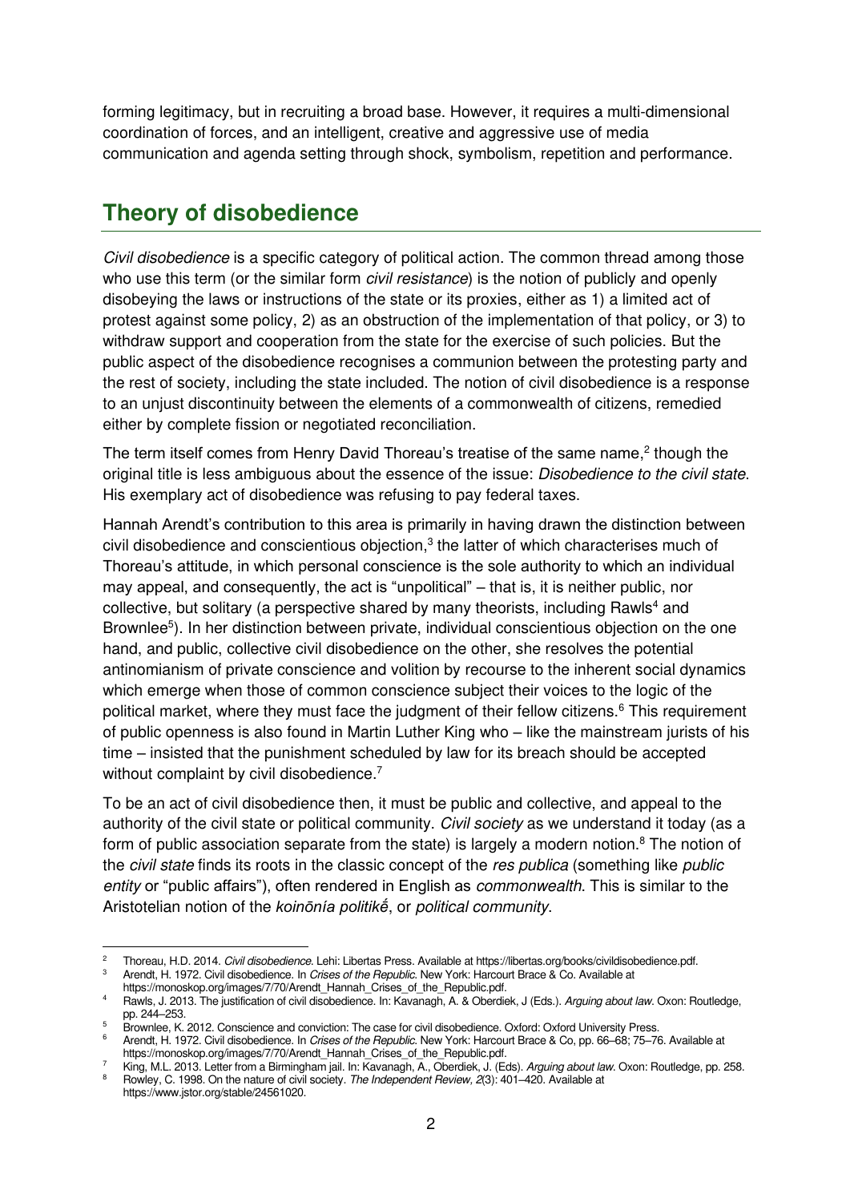forming legitimacy, but in recruiting a broad base. However, it requires a multi-dimensional coordination of forces, and an intelligent, creative and aggressive use of media communication and agenda setting through shock, symbolism, repetition and performance.

## Theory of disobedience

*Civil disobedience* is a specific category of political action. The common thread among those who use this term (or the similar form *civil resistance*) is the notion of publicly and openly disobeying the laws or instructions of the state or its proxies, either as 1) a limited act of protest against some policy, 2) as an obstruction of the implementation of that policy, or 3) to withdraw support and cooperation from the state for the exercise of such policies. But the public aspect of the disobedience recognises a communion between the protesting party and the rest of society, including the state included. The notion of civil disobedience is a response to an unjust discontinuity between the elements of a commonwealth of citizens, remedied either by complete fission or negotiated reconciliation.

The term itself comes from Henry David Thoreau's treatise of the same name,[2] though the original title is less ambiguous about the essence of the issue: *Disobedience to the civil state*. His exemplary act of disobedience was refusing to pay federal taxes.

Hannah Arendt's contribution to this area is primarily in having drawn the distinction between civil disobedience and conscientious objection,[3] the latter of which characterises much of Thoreau's attitude, in which personal conscience is the sole authority to which an individual may appeal, and consequently, the act is "unpolitical" – that is, it is neither public, nor collective, but solitary (a perspective shared by many theorists, including Rawls[4] and Brownlee[5]). In her distinction between private, individual conscientious objection on the one hand, and public, collective civil disobedience on the other, she resolves the potential antinomianism of private conscience and volition by recourse to the inherent social dynamics which emerge when those of common conscience subject their voices to the logic of the political market, where they must face the judgment of their fellow citizens.[6] This requirement of public openness is also found in Martin Luther King who – like the mainstream jurists of his time – insisted that the punishment scheduled by law for its breach should be accepted without complaint by civil disobedience.[7]

To be an act of civil disobedience then, it must be public and collective, and appeal to the authority of the civil state or political community. *Civil society* as we understand it today (as a form of public association separate from the state) is largely a modern notion.[8] The notion of the *civil state* finds its roots in the classic concept of the *res publica* (something like *public entity* or "public affairs"), often rendered in English as *commonwealth*. This is similar to the Aristotelian notion of the *koinōnía politikḗ*, or *political community*.

---

[2] Thoreau, H.D. 2014. *Civil disobedience*. Lehi: Libertas Press. Available at https://libertas.org/books/civildisobedience.pdf.

[3] Arendt, H. 1972. Civil disobedience. In *Crises of the Republic*. New York: Harcourt Brace & Co. Available at https://monoskop.org/images/7/70/Arendt_Hannah_Crises_of_the_Republic.pdf.

[4] Rawls, J. 2013. The justification of civil disobedience. In: Kavanagh, A. & Oberdiek, J (Eds.). *Arguing about law*. Oxon: Routledge, pp. 244–253.

[5] Brownlee, K. 2012. Conscience and conviction: The case for civil disobedience. Oxford: Oxford University Press.

[6] Arendt, H. 1972. Civil disobedience. In *Crises of the Republic*. New York: Harcourt Brace & Co, pp. 66–68; 75–76. Available at https://monoskop.org/images/7/70/Arendt_Hannah_Crises_of_the_Republic.pdf.

[7] King, M.L. 2013. Letter from a Birmingham jail. In: Kavanagh, A., Oberdiek, J. (Eds). *Arguing about law*. Oxon: Routledge, pp. 258.

[8] Rowley, C. 1998. On the nature of civil society. *The Independent Review, 2*(3): 401–420. Available at https://www.jstor.org/stable/24561020.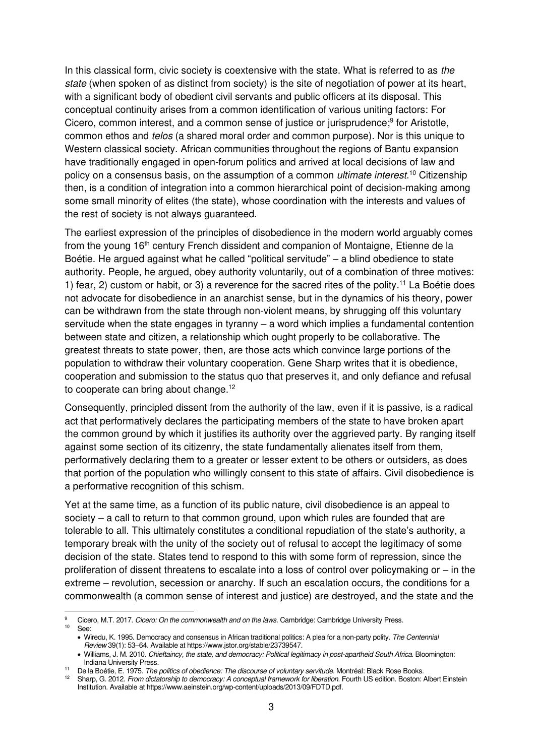In this classical form, civic society is coextensive with the state. What is referred to as *the state* (when spoken of as distinct from society) is the site of negotiation of power at its heart, with a significant body of obedient civil servants and public officers at its disposal. This conceptual continuity arises from a common identification of various uniting factors: For Cicero, common interest, and a common sense of justice or jurisprudence;[9] for Aristotle, common ethos and *telos* (a shared moral order and common purpose). Nor is this unique to Western classical society. African communities throughout the regions of Bantu expansion have traditionally engaged in open-forum politics and arrived at local decisions of law and policy on a consensus basis, on the assumption of a common *ultimate interest*.[10] Citizenship then, is a condition of integration into a common hierarchical point of decision-making among some small minority of elites (the state), whose coordination with the interests and values of the rest of society is not always guaranteed.

The earliest expression of the principles of disobedience in the modern world arguably comes from the young 16th century French dissident and companion of Montaigne, Etienne de la Boétie. He argued against what he called "political servitude" – a blind obedience to state authority. People, he argued, obey authority voluntarily, out of a combination of three motives: 1) fear, 2) custom or habit, or 3) a reverence for the sacred rites of the polity.[11] La Boétie does not advocate for disobedience in an anarchist sense, but in the dynamics of his theory, power can be withdrawn from the state through non-violent means, by shrugging off this voluntary servitude when the state engages in tyranny – a word which implies a fundamental contention between state and citizen, a relationship which ought properly to be collaborative. The greatest threats to state power, then, are those acts which convince large portions of the population to withdraw their voluntary cooperation. Gene Sharp writes that it is obedience, cooperation and submission to the status quo that preserves it, and only defiance and refusal to cooperate can bring about change.[12]

Consequently, principled dissent from the authority of the law, even if it is passive, is a radical act that performatively declares the participating members of the state to have broken apart the common ground by which it justifies its authority over the aggrieved party. By ranging itself against some section of its citizenry, the state fundamentally alienates itself from them, performatively declaring them to a greater or lesser extent to be others or outsiders, as does that portion of the population who willingly consent to this state of affairs. Civil disobedience is a performative recognition of this schism.

Yet at the same time, as a function of its public nature, civil disobedience is an appeal to society – a call to return to that common ground, upon which rules are founded that are tolerable to all. This ultimately constitutes a conditional repudiation of the state's authority, a temporary break with the unity of the society out of refusal to accept the legitimacy of some decision of the state. States tend to respond to this with some form of repression, since the proliferation of dissent threatens to escalate into a loss of control over policymaking or – in the extreme – revolution, secession or anarchy. If such an escalation occurs, the conditions for a commonwealth (a common sense of interest and justice) are destroyed, and the state and the

---

[9] Cicero, M.T. 2017. *Cicero: On the commonwealth and on the laws*. Cambridge: Cambridge University Press.

[10] See:
- Wiredu, K. 1995. Democracy and consensus in African traditional politics: A plea for a non-party polity. *The Centennial Review* 39(1): 53–64. Available at https://www.jstor.org/stable/23739547.
- Williams, J. M. 2010. *Chieftaincy, the state, and democracy: Political legitimacy in post-apartheid South Africa*. Bloomington: Indiana University Press.

[11] De la Boétie, E. 1975. *The politics of obedience: The discourse of voluntary servitude*. Montréal: Black Rose Books.

[12] Sharp, G. 2012. *From dictatorship to democracy: A conceptual framework for liberation*. Fourth US edition. Boston: Albert Einstein Institution. Available at https://www.aeinstein.org/wp-content/uploads/2013/09/FDTD.pdf.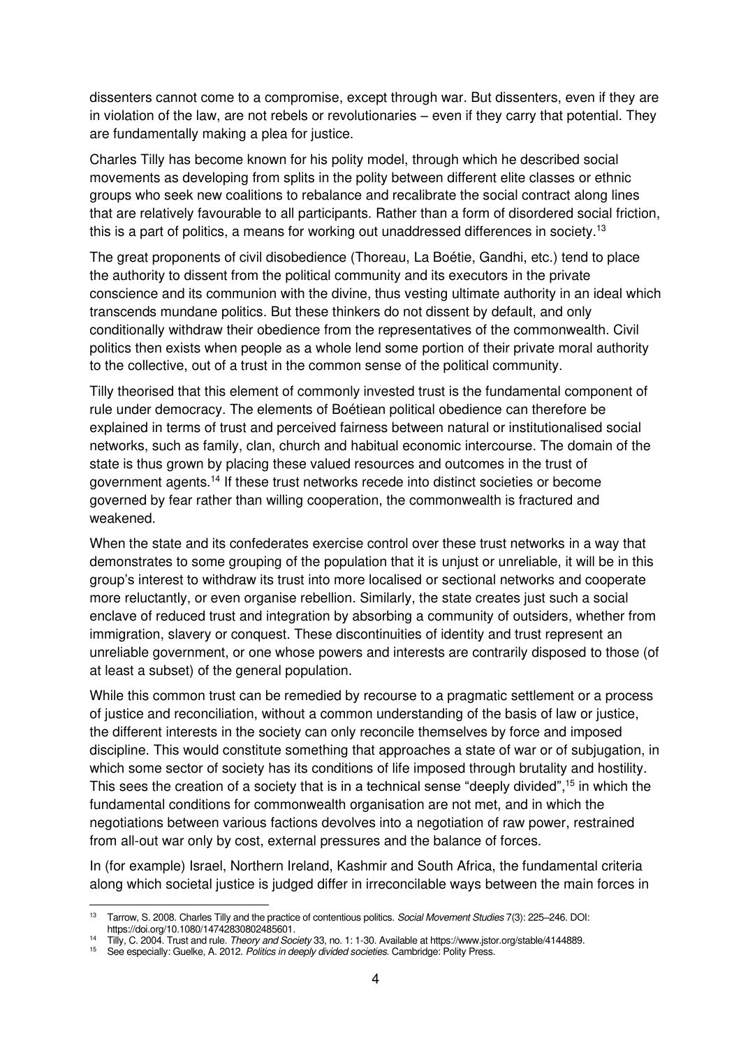dissenters cannot come to a compromise, except through war. But dissenters, even if they are in violation of the law, are not rebels or revolutionaries – even if they carry that potential. They are fundamentally making a plea for justice.

Charles Tilly has become known for his polity model, through which he described social movements as developing from splits in the polity between different elite classes or ethnic groups who seek new coalitions to rebalance and recalibrate the social contract along lines that are relatively favourable to all participants. Rather than a form of disordered social friction, this is a part of politics, a means for working out unaddressed differences in society.[13]

The great proponents of civil disobedience (Thoreau, La Boétie, Gandhi, etc.) tend to place the authority to dissent from the political community and its executors in the private conscience and its communion with the divine, thus vesting ultimate authority in an ideal which transcends mundane politics. But these thinkers do not dissent by default, and only conditionally withdraw their obedience from the representatives of the commonwealth. Civil politics then exists when people as a whole lend some portion of their private moral authority to the collective, out of a trust in the common sense of the political community.

Tilly theorised that this element of commonly invested trust is the fundamental component of rule under democracy. The elements of Boétiean political obedience can therefore be explained in terms of trust and perceived fairness between natural or institutionalised social networks, such as family, clan, church and habitual economic intercourse. The domain of the state is thus grown by placing these valued resources and outcomes in the trust of government agents.[14] If these trust networks recede into distinct societies or become governed by fear rather than willing cooperation, the commonwealth is fractured and weakened.

When the state and its confederates exercise control over these trust networks in a way that demonstrates to some grouping of the population that it is unjust or unreliable, it will be in this group's interest to withdraw its trust into more localised or sectional networks and cooperate more reluctantly, or even organise rebellion. Similarly, the state creates just such a social enclave of reduced trust and integration by absorbing a community of outsiders, whether from immigration, slavery or conquest. These discontinuities of identity and trust represent an unreliable government, or one whose powers and interests are contrarily disposed to those (of at least a subset) of the general population.

While this common trust can be remedied by recourse to a pragmatic settlement or a process of justice and reconciliation, without a common understanding of the basis of law or justice, the different interests in the society can only reconcile themselves by force and imposed discipline. This would constitute something that approaches a state of war or of subjugation, in which some sector of society has its conditions of life imposed through brutality and hostility. This sees the creation of a society that is in a technical sense "deeply divided",[15] in which the fundamental conditions for commonwealth organisation are not met, and in which the negotiations between various factions devolves into a negotiation of raw power, restrained from all-out war only by cost, external pressures and the balance of forces.

In (for example) Israel, Northern Ireland, Kashmir and South Africa, the fundamental criteria along which societal justice is judged differ in irreconcilable ways between the main forces in

---

[13] Tarrow, S. 2008. Charles Tilly and the practice of contentious politics. *Social Movement Studies* 7(3): 225–246. DOI: https://doi.org/10.1080/14742830802485601.

[14] Tilly, C. 2004. Trust and rule. *Theory and Society* 33, no. 1: 1-30. Available at https://www.jstor.org/stable/4144889.

[15] See especially: Guelke, A. 2012. *Politics in deeply divided societies.* Cambridge: Polity Press.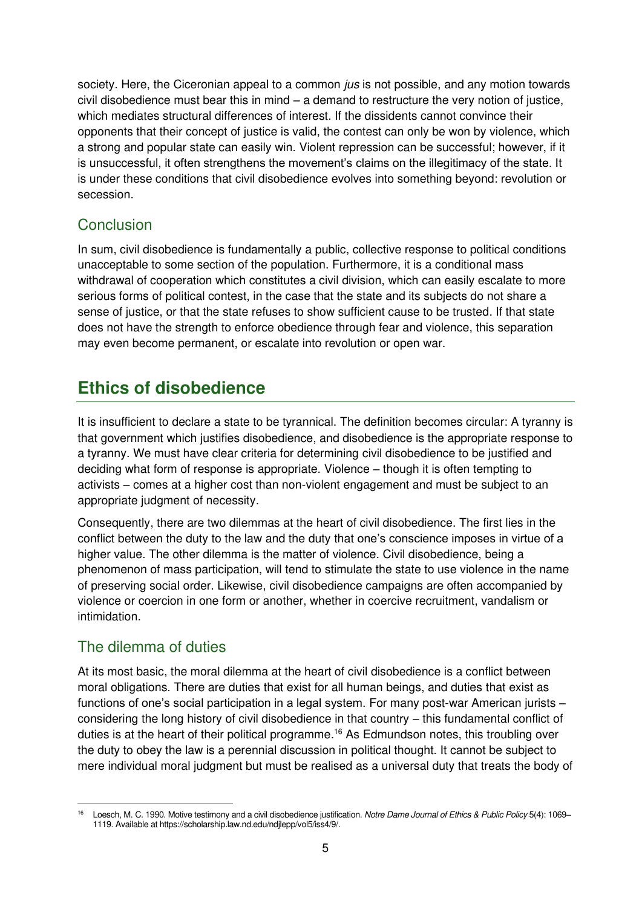society. Here, the Ciceronian appeal to a common *jus* is not possible, and any motion towards civil disobedience must bear this in mind – a demand to restructure the very notion of justice, which mediates structural differences of interest. If the dissidents cannot convince their opponents that their concept of justice is valid, the contest can only be won by violence, which a strong and popular state can easily win. Violent repression can be successful; however, if it is unsuccessful, it often strengthens the movement's claims on the illegitimacy of the state. It is under these conditions that civil disobedience evolves into something beyond: revolution or secession.

### Conclusion

In sum, civil disobedience is fundamentally a public, collective response to political conditions unacceptable to some section of the population. Furthermore, it is a conditional mass withdrawal of cooperation which constitutes a civil division, which can easily escalate to more serious forms of political contest, in the case that the state and its subjects do not share a sense of justice, or that the state refuses to show sufficient cause to be trusted. If that state does not have the strength to enforce obedience through fear and violence, this separation may even become permanent, or escalate into revolution or open war.

## Ethics of disobedience

It is insufficient to declare a state to be tyrannical. The definition becomes circular: A tyranny is that government which justifies disobedience, and disobedience is the appropriate response to a tyranny. We must have clear criteria for determining civil disobedience to be justified and deciding what form of response is appropriate. Violence – though it is often tempting to activists – comes at a higher cost than non-violent engagement and must be subject to an appropriate judgment of necessity.

Consequently, there are two dilemmas at the heart of civil disobedience. The first lies in the conflict between the duty to the law and the duty that one's conscience imposes in virtue of a higher value. The other dilemma is the matter of violence. Civil disobedience, being a phenomenon of mass participation, will tend to stimulate the state to use violence in the name of preserving social order. Likewise, civil disobedience campaigns are often accompanied by violence or coercion in one form or another, whether in coercive recruitment, vandalism or intimidation.

### The dilemma of duties

At its most basic, the moral dilemma at the heart of civil disobedience is a conflict between moral obligations. There are duties that exist for all human beings, and duties that exist as functions of one's social participation in a legal system. For many post-war American jurists – considering the long history of civil disobedience in that country – this fundamental conflict of duties is at the heart of their political programme.[16] As Edmundson notes, this troubling over the duty to obey the law is a perennial discussion in political thought. It cannot be subject to mere individual moral judgment but must be realised as a universal duty that treats the body of

[16] Loesch, M. C. 1990. Motive testimony and a civil disobedience justification. *Notre Dame Journal of Ethics & Public Policy* 5(4): 1069–1119. Available at https://scholarship.law.nd.edu/ndjlepp/vol5/iss4/9/.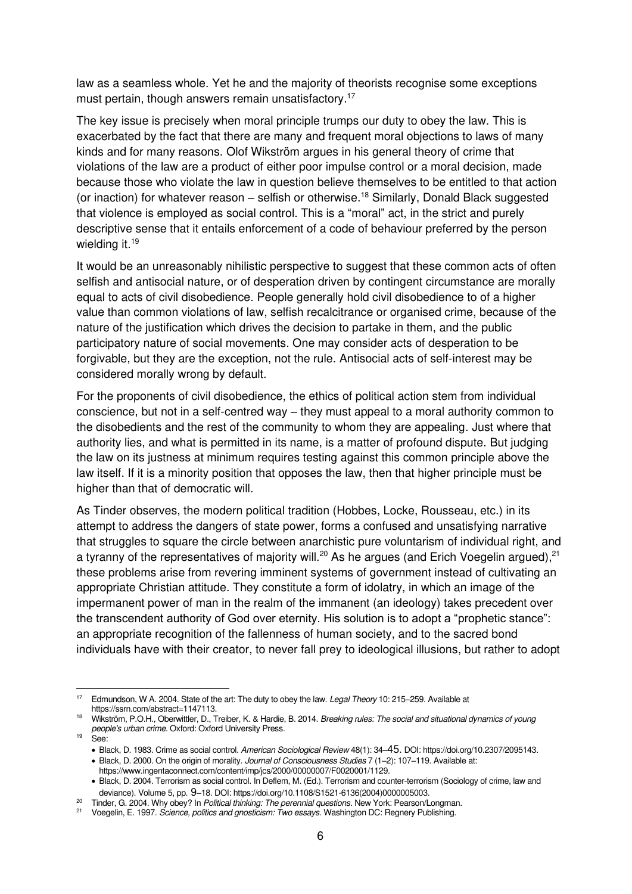law as a seamless whole. Yet he and the majority of theorists recognise some exceptions must pertain, though answers remain unsatisfactory.[17]

The key issue is precisely when moral principle trumps our duty to obey the law. This is exacerbated by the fact that there are many and frequent moral objections to laws of many kinds and for many reasons. Olof Wikström argues in his general theory of crime that violations of the law are a product of either poor impulse control or a moral decision, made because those who violate the law in question believe themselves to be entitled to that action (or inaction) for whatever reason – selfish or otherwise.[18] Similarly, Donald Black suggested that violence is employed as social control. This is a "moral" act, in the strict and purely descriptive sense that it entails enforcement of a code of behaviour preferred by the person wielding it.[19]

It would be an unreasonably nihilistic perspective to suggest that these common acts of often selfish and antisocial nature, or of desperation driven by contingent circumstance are morally equal to acts of civil disobedience. People generally hold civil disobedience to of a higher value than common violations of law, selfish recalcitrance or organised crime, because of the nature of the justification which drives the decision to partake in them, and the public participatory nature of social movements. One may consider acts of desperation to be forgivable, but they are the exception, not the rule. Antisocial acts of self-interest may be considered morally wrong by default.

For the proponents of civil disobedience, the ethics of political action stem from individual conscience, but not in a self-centred way – they must appeal to a moral authority common to the disobedients and the rest of the community to whom they are appealing. Just where that authority lies, and what is permitted in its name, is a matter of profound dispute. But judging the law on its justness at minimum requires testing against this common principle above the law itself. If it is a minority position that opposes the law, then that higher principle must be higher than that of democratic will.

As Tinder observes, the modern political tradition (Hobbes, Locke, Rousseau, etc.) in its attempt to address the dangers of state power, forms a confused and unsatisfying narrative that struggles to square the circle between anarchistic pure voluntarism of individual right, and a tyranny of the representatives of majority will.[20] As he argues (and Erich Voegelin argued),[21] these problems arise from revering imminent systems of government instead of cultivating an appropriate Christian attitude. They constitute a form of idolatry, in which an image of the impermanent power of man in the realm of the immanent (an ideology) takes precedent over the transcendent authority of God over eternity. His solution is to adopt a "prophetic stance": an appropriate recognition of the fallenness of human society, and to the sacred bond individuals have with their creator, to never fall prey to ideological illusions, but rather to adopt

---

[17] Edmundson, W A. 2004. State of the art: The duty to obey the law. *Legal Theory* 10: 215–259. Available at https://ssrn.com/abstract=1147113.

[18] Wikström, P.O.H., Oberwittler, D., Treiber, K. & Hardie, B. 2014. *Breaking rules: The social and situational dynamics of young people's urban crime*. Oxford: Oxford University Press.

[19] See:

- Black, D. 1983. Crime as social control. *American Sociological Review* 48(1): 34–45. DOI: https://doi.org/10.2307/2095143.
- Black, D. 2000. On the origin of morality. *Journal of Consciousness Studies* 7 (1–2): 107–119. Available at: https://www.ingentaconnect.com/content/imp/jcs/2000/00000007/F0020001/1129.
- Black, D. 2004. Terrorism as social control. In Deflem, M. (Ed.). Terrorism and counter-terrorism (Sociology of crime, law and deviance). Volume 5, pp. 9–18. DOI: https://doi.org/10.1108/S1521-6136(2004)0000005003.

[20] Tinder, G. 2004. Why obey? In *Political thinking: The perennial questions*. New York: Pearson/Longman.

[21] Voegelin, E. 1997. *Science, politics and gnosticism: Two essays*. Washington DC: Regnery Publishing.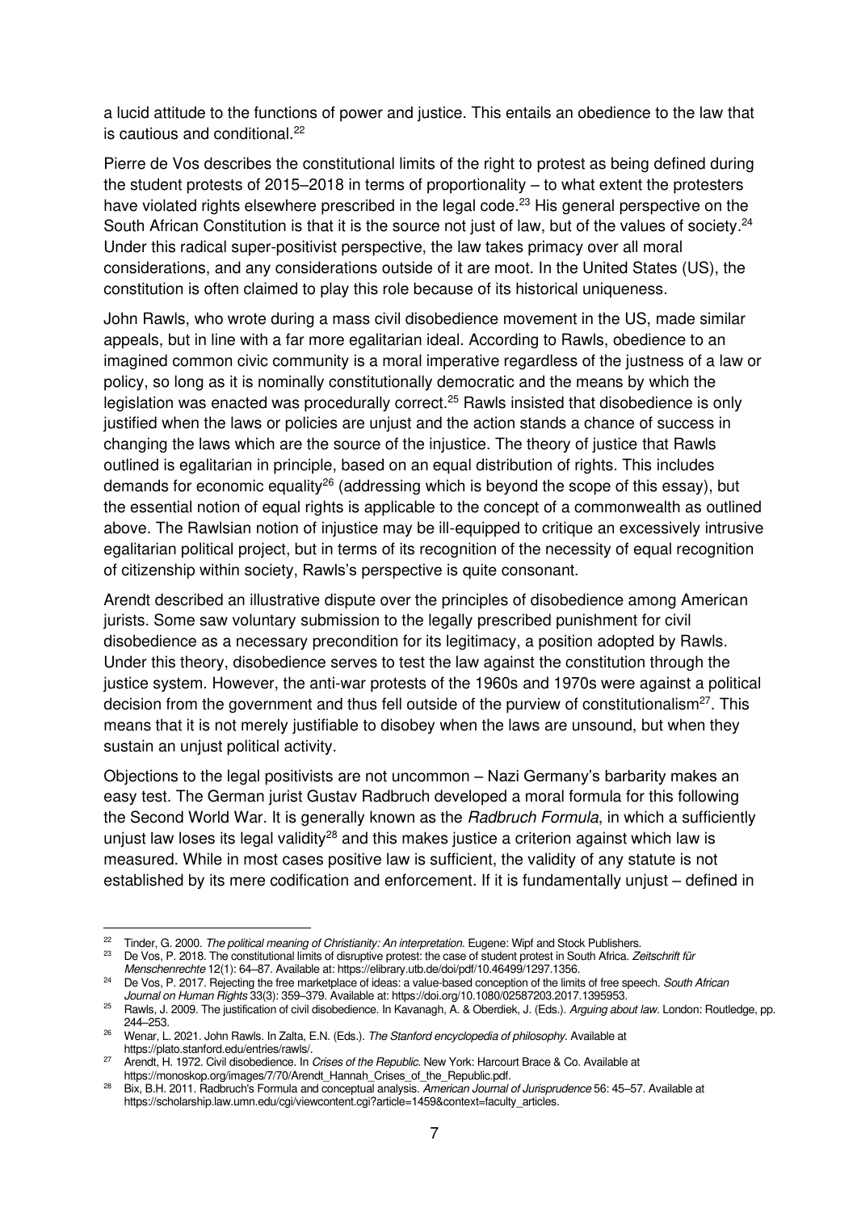a lucid attitude to the functions of power and justice. This entails an obedience to the law that is cautious and conditional.[22]

Pierre de Vos describes the constitutional limits of the right to protest as being defined during the student protests of 2015–2018 in terms of proportionality – to what extent the protesters have violated rights elsewhere prescribed in the legal code.[23] His general perspective on the South African Constitution is that it is the source not just of law, but of the values of society.[24] Under this radical super-positivist perspective, the law takes primacy over all moral considerations, and any considerations outside of it are moot. In the United States (US), the constitution is often claimed to play this role because of its historical uniqueness.

John Rawls, who wrote during a mass civil disobedience movement in the US, made similar appeals, but in line with a far more egalitarian ideal. According to Rawls, obedience to an imagined common civic community is a moral imperative regardless of the justness of a law or policy, so long as it is nominally constitutionally democratic and the means by which the legislation was enacted was procedurally correct.[25] Rawls insisted that disobedience is only justified when the laws or policies are unjust and the action stands a chance of success in changing the laws which are the source of the injustice. The theory of justice that Rawls outlined is egalitarian in principle, based on an equal distribution of rights. This includes demands for economic equality[26] (addressing which is beyond the scope of this essay), but the essential notion of equal rights is applicable to the concept of a commonwealth as outlined above. The Rawlsian notion of injustice may be ill-equipped to critique an excessively intrusive egalitarian political project, but in terms of its recognition of the necessity of equal recognition of citizenship within society, Rawls's perspective is quite consonant.

Arendt described an illustrative dispute over the principles of disobedience among American jurists. Some saw voluntary submission to the legally prescribed punishment for civil disobedience as a necessary precondition for its legitimacy, a position adopted by Rawls. Under this theory, disobedience serves to test the law against the constitution through the justice system. However, the anti-war protests of the 1960s and 1970s were against a political decision from the government and thus fell outside of the purview of constitutionalism[27]. This means that it is not merely justifiable to disobey when the laws are unsound, but when they sustain an unjust political activity.

Objections to the legal positivists are not uncommon – Nazi Germany's barbarity makes an easy test. The German jurist Gustav Radbruch developed a moral formula for this following the Second World War. It is generally known as the *Radbruch Formula*, in which a sufficiently unjust law loses its legal validity[28] and this makes justice a criterion against which law is measured. While in most cases positive law is sufficient, the validity of any statute is not established by its mere codification and enforcement. If it is fundamentally unjust – defined in

---

[22] Tinder, G. 2000. *The political meaning of Christianity: An interpretation.* Eugene: Wipf and Stock Publishers.

[23] De Vos, P. 2018. The constitutional limits of disruptive protest: the case of student protest in South Africa. *Zeitschrift für Menschenrechte* 12(1): 64–87. Available at: https://elibrary.utb.de/doi/pdf/10.46499/1297.1356.

[24] De Vos, P. 2017. Rejecting the free marketplace of ideas: a value-based conception of the limits of free speech. *South African Journal on Human Rights* 33(3): 359–379. Available at: https://doi.org/10.1080/02587203.2017.1395953.

[25] Rawls, J. 2009. The justification of civil disobedience. In Kavanagh, A. & Oberdiek, J. (Eds.). *Arguing about law.* London: Routledge, pp. 244–253.

[26] Wenar, L. 2021. John Rawls. In Zalta, E.N. (Eds.). *The Stanford encyclopedia of philosophy.* Available at https://plato.stanford.edu/entries/rawls/.

[27] Arendt, H. 1972. Civil disobedience. In *Crises of the Republic.* New York: Harcourt Brace & Co. Available at https://monoskop.org/images/7/70/Arendt_Hannah_Crises_of_the_Republic.pdf.

[28] Bix, B.H. 2011. Radbruch's Formula and conceptual analysis. *American Journal of Jurisprudence* 56: 45–57. Available at https://scholarship.law.umn.edu/cgi/viewcontent.cgi?article=1459&context=faculty_articles.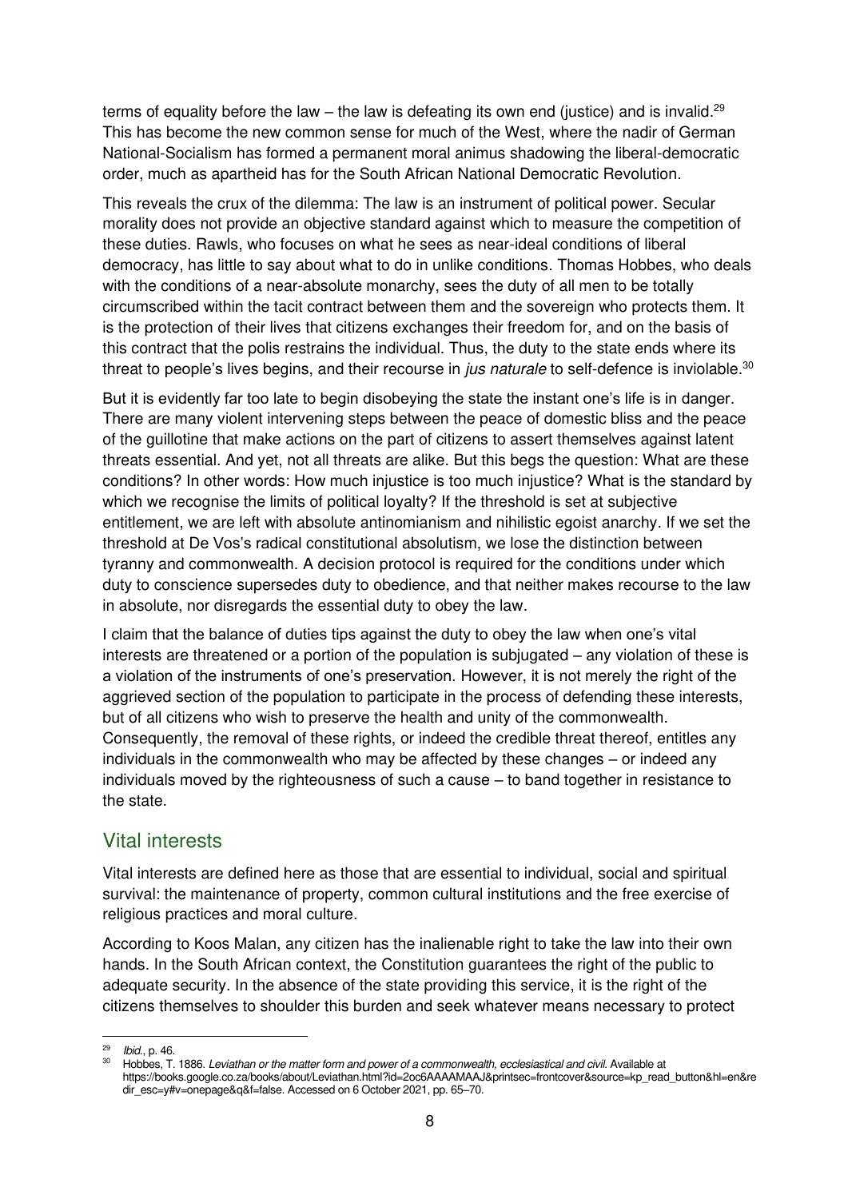terms of equality before the law – the law is defeating its own end (justice) and is invalid.[29] This has become the new common sense for much of the West, where the nadir of German National-Socialism has formed a permanent moral animus shadowing the liberal-democratic order, much as apartheid has for the South African National Democratic Revolution.

This reveals the crux of the dilemma: The law is an instrument of political power. Secular morality does not provide an objective standard against which to measure the competition of these duties. Rawls, who focuses on what he sees as near-ideal conditions of liberal democracy, has little to say about what to do in unlike conditions. Thomas Hobbes, who deals with the conditions of a near-absolute monarchy, sees the duty of all men to be totally circumscribed within the tacit contract between them and the sovereign who protects them. It is the protection of their lives that citizens exchanges their freedom for, and on the basis of this contract that the polis restrains the individual. Thus, the duty to the state ends where its threat to people's lives begins, and their recourse in *jus naturale* to self-defence is inviolable.[30]

But it is evidently far too late to begin disobeying the state the instant one's life is in danger. There are many violent intervening steps between the peace of domestic bliss and the peace of the guillotine that make actions on the part of citizens to assert themselves against latent threats essential. And yet, not all threats are alike. But this begs the question: What are these conditions? In other words: How much injustice is too much injustice? What is the standard by which we recognise the limits of political loyalty? If the threshold is set at subjective entitlement, we are left with absolute antinomianism and nihilistic egoist anarchy. If we set the threshold at De Vos's radical constitutional absolutism, we lose the distinction between tyranny and commonwealth. A decision protocol is required for the conditions under which duty to conscience supersedes duty to obedience, and that neither makes recourse to the law in absolute, nor disregards the essential duty to obey the law.

I claim that the balance of duties tips against the duty to obey the law when one's vital interests are threatened or a portion of the population is subjugated – any violation of these is a violation of the instruments of one's preservation. However, it is not merely the right of the aggrieved section of the population to participate in the process of defending these interests, but of all citizens who wish to preserve the health and unity of the commonwealth. Consequently, the removal of these rights, or indeed the credible threat thereof, entitles any individuals in the commonwealth who may be affected by these changes – or indeed any individuals moved by the righteousness of such a cause – to band together in resistance to the state.

## Vital interests

Vital interests are defined here as those that are essential to individual, social and spiritual survival: the maintenance of property, common cultural institutions and the free exercise of religious practices and moral culture.

According to Koos Malan, any citizen has the inalienable right to take the law into their own hands. In the South African context, the Constitution guarantees the right of the public to adequate security. In the absence of the state providing this service, it is the right of the citizens themselves to shoulder this burden and seek whatever means necessary to protect

---

[29] *Ibid.*, p. 46.

[30] Hobbes, T. 1886. *Leviathan or the matter form and power of a commonwealth, ecclesiastical and civil*. Available at https://books.google.co.za/books/about/Leviathan.html?id=2oc6AAAAMAAJ&printsec=frontcover&source=kp_read_button&hl=en&redir_esc=y#v=onepage&q&f=false. Accessed on 6 October 2021, pp. 65–70.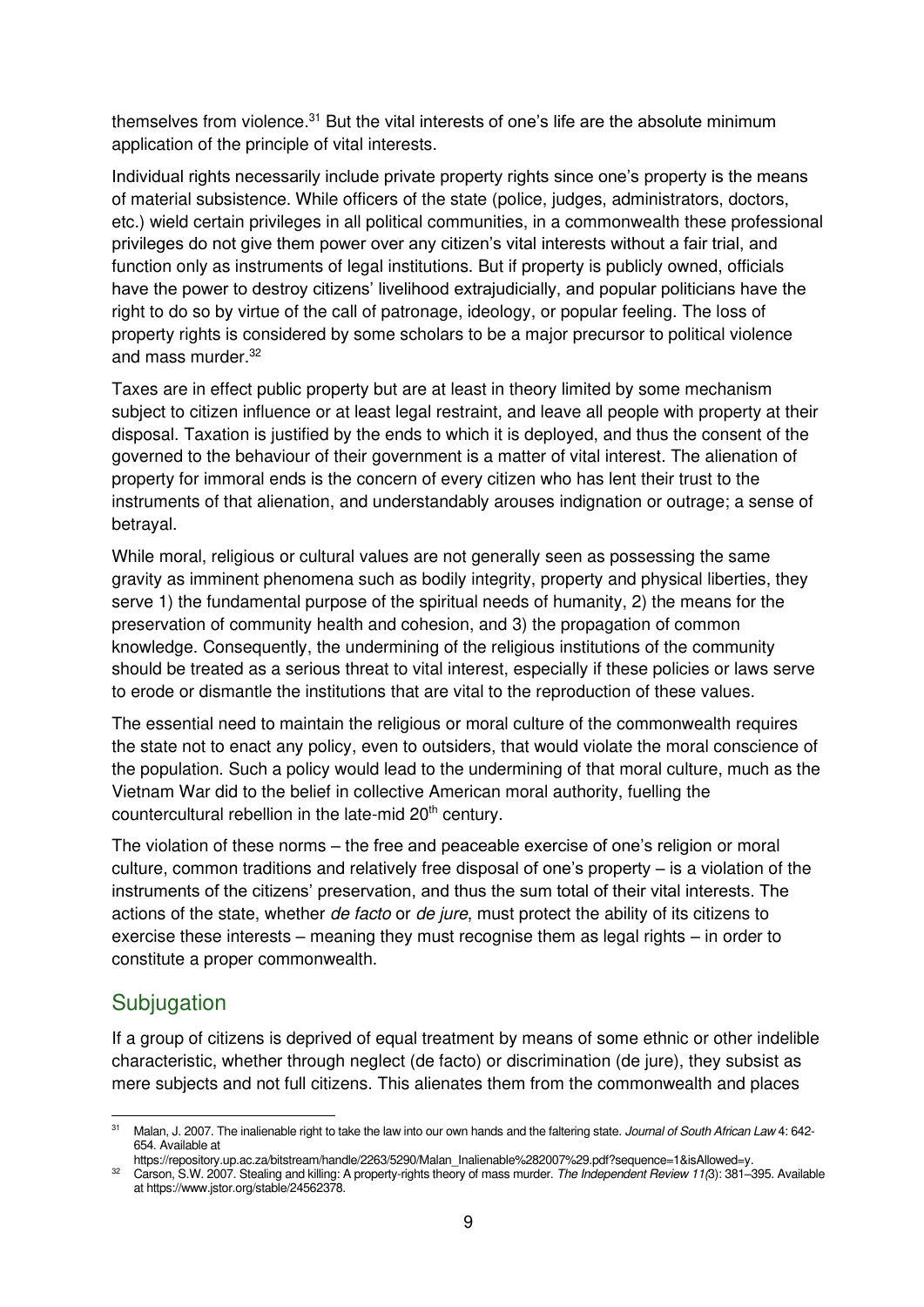themselves from violence.[31] But the vital interests of one's life are the absolute minimum application of the principle of vital interests.

Individual rights necessarily include private property rights since one's property is the means of material subsistence. While officers of the state (police, judges, administrators, doctors, etc.) wield certain privileges in all political communities, in a commonwealth these professional privileges do not give them power over any citizen's vital interests without a fair trial, and function only as instruments of legal institutions. But if property is publicly owned, officials have the power to destroy citizens' livelihood extrajudicially, and popular politicians have the right to do so by virtue of the call of patronage, ideology, or popular feeling. The loss of property rights is considered by some scholars to be a major precursor to political violence and mass murder.[32]

Taxes are in effect public property but are at least in theory limited by some mechanism subject to citizen influence or at least legal restraint, and leave all people with property at their disposal. Taxation is justified by the ends to which it is deployed, and thus the consent of the governed to the behaviour of their government is a matter of vital interest. The alienation of property for immoral ends is the concern of every citizen who has lent their trust to the instruments of that alienation, and understandably arouses indignation or outrage; a sense of betrayal.

While moral, religious or cultural values are not generally seen as possessing the same gravity as imminent phenomena such as bodily integrity, property and physical liberties, they serve 1) the fundamental purpose of the spiritual needs of humanity, 2) the means for the preservation of community health and cohesion, and 3) the propagation of common knowledge. Consequently, the undermining of the religious institutions of the community should be treated as a serious threat to vital interest, especially if these policies or laws serve to erode or dismantle the institutions that are vital to the reproduction of these values.

The essential need to maintain the religious or moral culture of the commonwealth requires the state not to enact any policy, even to outsiders, that would violate the moral conscience of the population. Such a policy would lead to the undermining of that moral culture, much as the Vietnam War did to the belief in collective American moral authority, fuelling the countercultural rebellion in the late-mid 20th century.

The violation of these norms – the free and peaceable exercise of one's religion or moral culture, common traditions and relatively free disposal of one's property – is a violation of the instruments of the citizens' preservation, and thus the sum total of their vital interests. The actions of the state, whether *de facto* or *de jure*, must protect the ability of its citizens to exercise these interests – meaning they must recognise them as legal rights – in order to constitute a proper commonwealth.

## Subjugation

If a group of citizens is deprived of equal treatment by means of some ethnic or other indelible characteristic, whether through neglect (de facto) or discrimination (de jure), they subsist as mere subjects and not full citizens. This alienates them from the commonwealth and places

---

[31] Malan, J. 2007. The inalienable right to take the law into our own hands and the faltering state. *Journal of South African Law* 4: 642-654. Available at https://repository.up.ac.za/bitstream/handle/2263/5290/Malan_Inalienable%282007%29.pdf?sequence=1&isAllowed=y.

[32] Carson, S.W. 2007. Stealing and killing: A property-rights theory of mass murder. *The Independent Review 11(3)*: 381–395. Available at https://www.jstor.org/stable/24562378.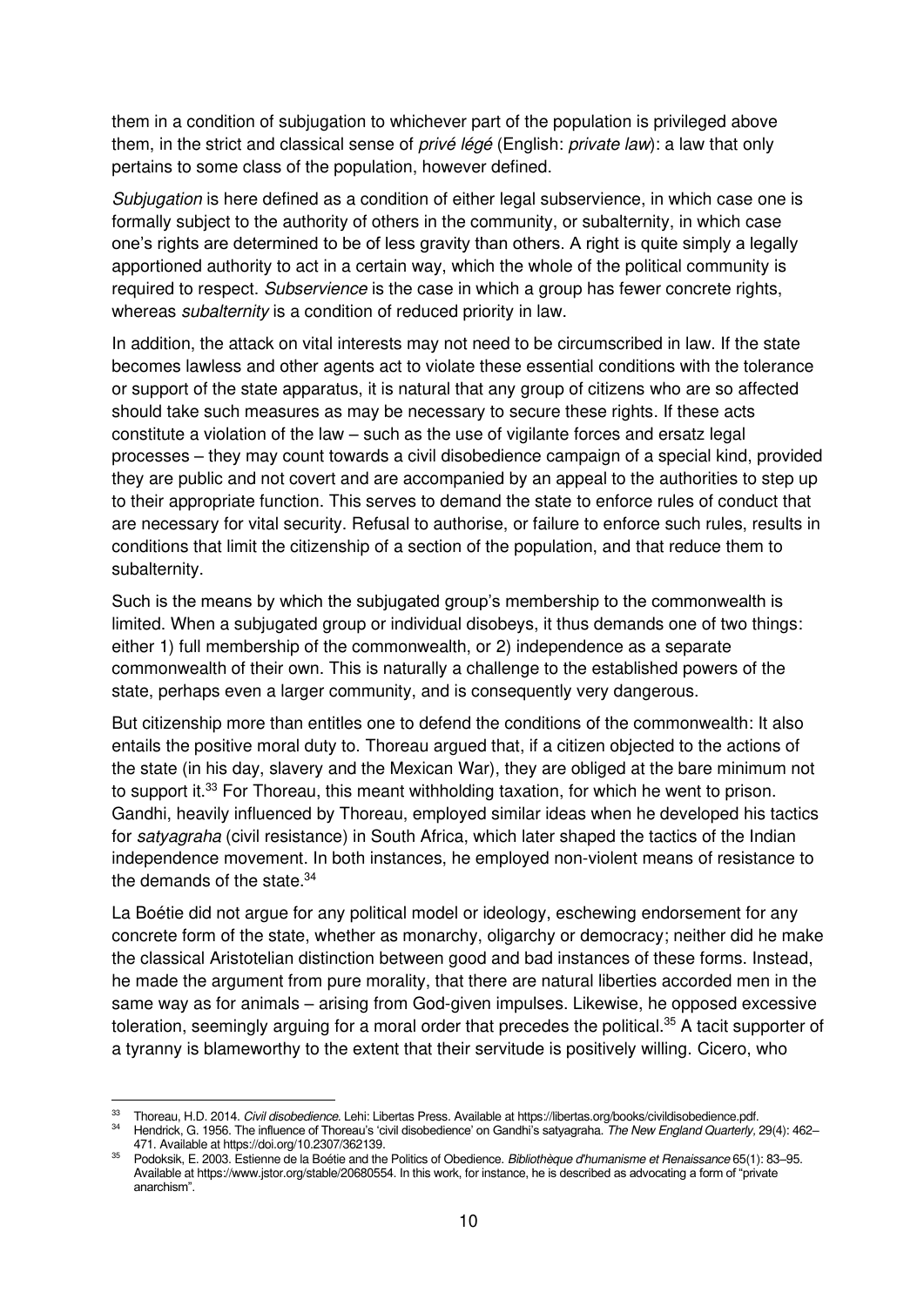them in a condition of subjugation to whichever part of the population is privileged above them, in the strict and classical sense of *privé légé* (English: *private law*): a law that only pertains to some class of the population, however defined.

*Subjugation* is here defined as a condition of either legal subservience, in which case one is formally subject to the authority of others in the community, or subalternity, in which case one's rights are determined to be of less gravity than others. A right is quite simply a legally apportioned authority to act in a certain way, which the whole of the political community is required to respect. *Subservience* is the case in which a group has fewer concrete rights, whereas *subalternity* is a condition of reduced priority in law.

In addition, the attack on vital interests may not need to be circumscribed in law. If the state becomes lawless and other agents act to violate these essential conditions with the tolerance or support of the state apparatus, it is natural that any group of citizens who are so affected should take such measures as may be necessary to secure these rights. If these acts constitute a violation of the law – such as the use of vigilante forces and ersatz legal processes – they may count towards a civil disobedience campaign of a special kind, provided they are public and not covert and are accompanied by an appeal to the authorities to step up to their appropriate function. This serves to demand the state to enforce rules of conduct that are necessary for vital security. Refusal to authorise, or failure to enforce such rules, results in conditions that limit the citizenship of a section of the population, and that reduce them to subalternity.

Such is the means by which the subjugated group's membership to the commonwealth is limited. When a subjugated group or individual disobeys, it thus demands one of two things: either 1) full membership of the commonwealth, or 2) independence as a separate commonwealth of their own. This is naturally a challenge to the established powers of the state, perhaps even a larger community, and is consequently very dangerous.

But citizenship more than entitles one to defend the conditions of the commonwealth: It also entails the positive moral duty to. Thoreau argued that, if a citizen objected to the actions of the state (in his day, slavery and the Mexican War), they are obliged at the bare minimum not to support it.[33] For Thoreau, this meant withholding taxation, for which he went to prison. Gandhi, heavily influenced by Thoreau, employed similar ideas when he developed his tactics for *satyagraha* (civil resistance) in South Africa, which later shaped the tactics of the Indian independence movement. In both instances, he employed non-violent means of resistance to the demands of the state.[34]

La Boétie did not argue for any political model or ideology, eschewing endorsement for any concrete form of the state, whether as monarchy, oligarchy or democracy; neither did he make the classical Aristotelian distinction between good and bad instances of these forms. Instead, he made the argument from pure morality, that there are natural liberties accorded men in the same way as for animals – arising from God-given impulses. Likewise, he opposed excessive toleration, seemingly arguing for a moral order that precedes the political.[35] A tacit supporter of a tyranny is blameworthy to the extent that their servitude is positively willing. Cicero, who

[33] Thoreau, H.D. 2014. *Civil disobedience*. Lehi: Libertas Press. Available at https://libertas.org/books/civildisobedience.pdf.

[34] Hendrick, G. 1956. The influence of Thoreau's 'civil disobedience' on Gandhi's satyagraha. *The New England Quarterly*, 29(4): 462–471. Available at https://doi.org/10.2307/362139.

[35] Podoksik, E. 2003. Estienne de la Boétie and the Politics of Obedience. *Bibliothèque d'humanisme et Renaissance* 65(1): 83–95. Available at https://www.jstor.org/stable/20680554. In this work, for instance, he is described as advocating a form of "private anarchism".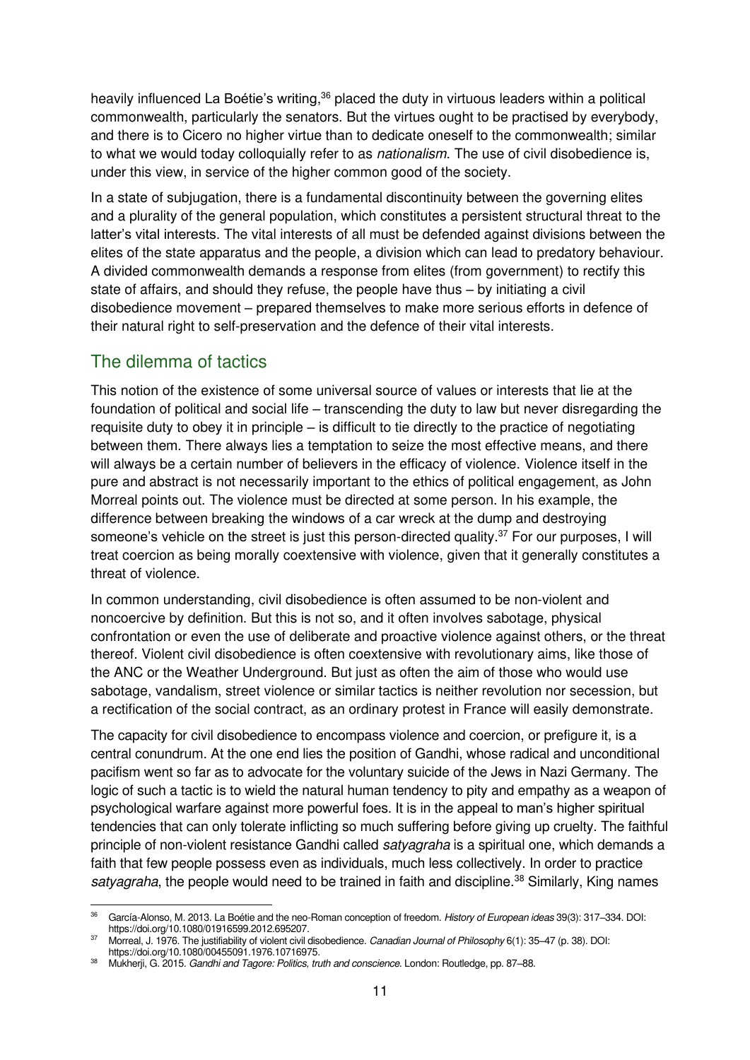heavily influenced La Boétie's writing,[36] placed the duty in virtuous leaders within a political commonwealth, particularly the senators. But the virtues ought to be practised by everybody, and there is to Cicero no higher virtue than to dedicate oneself to the commonwealth; similar to what we would today colloquially refer to as *nationalism*. The use of civil disobedience is, under this view, in service of the higher common good of the society.

In a state of subjugation, there is a fundamental discontinuity between the governing elites and a plurality of the general population, which constitutes a persistent structural threat to the latter's vital interests. The vital interests of all must be defended against divisions between the elites of the state apparatus and the people, a division which can lead to predatory behaviour. A divided commonwealth demands a response from elites (from government) to rectify this state of affairs, and should they refuse, the people have thus – by initiating a civil disobedience movement – prepared themselves to make more serious efforts in defence of their natural right to self-preservation and the defence of their vital interests.

## The dilemma of tactics

This notion of the existence of some universal source of values or interests that lie at the foundation of political and social life – transcending the duty to law but never disregarding the requisite duty to obey it in principle – is difficult to tie directly to the practice of negotiating between them. There always lies a temptation to seize the most effective means, and there will always be a certain number of believers in the efficacy of violence. Violence itself in the pure and abstract is not necessarily important to the ethics of political engagement, as John Morreal points out. The violence must be directed at some person. In his example, the difference between breaking the windows of a car wreck at the dump and destroying someone's vehicle on the street is just this person-directed quality.[37] For our purposes, I will treat coercion as being morally coextensive with violence, given that it generally constitutes a threat of violence.

In common understanding, civil disobedience is often assumed to be non-violent and noncoercive by definition. But this is not so, and it often involves sabotage, physical confrontation or even the use of deliberate and proactive violence against others, or the threat thereof. Violent civil disobedience is often coextensive with revolutionary aims, like those of the ANC or the Weather Underground. But just as often the aim of those who would use sabotage, vandalism, street violence or similar tactics is neither revolution nor secession, but a rectification of the social contract, as an ordinary protest in France will easily demonstrate.

The capacity for civil disobedience to encompass violence and coercion, or prefigure it, is a central conundrum. At the one end lies the position of Gandhi, whose radical and unconditional pacifism went so far as to advocate for the voluntary suicide of the Jews in Nazi Germany. The logic of such a tactic is to wield the natural human tendency to pity and empathy as a weapon of psychological warfare against more powerful foes. It is in the appeal to man's higher spiritual tendencies that can only tolerate inflicting so much suffering before giving up cruelty. The faithful principle of non-violent resistance Gandhi called *satyagraha* is a spiritual one, which demands a faith that few people possess even as individuals, much less collectively. In order to practice *satyagraha*, the people would need to be trained in faith and discipline.[38] Similarly, King names

---

[36] García-Alonso, M. 2013. La Boétie and the neo-Roman conception of freedom. *History of European ideas* 39(3): 317–334. DOI: https://doi.org/10.1080/01916599.2012.695207.

[37] Morreal, J. 1976. The justifiability of violent civil disobedience. *Canadian Journal of Philosophy* 6(1): 35–47 (p. 38). DOI: https://doi.org/10.1080/00455091.1976.10716975.

[38] Mukherji, G. 2015. *Gandhi and Tagore: Politics, truth and conscience*. London: Routledge, pp. 87–88.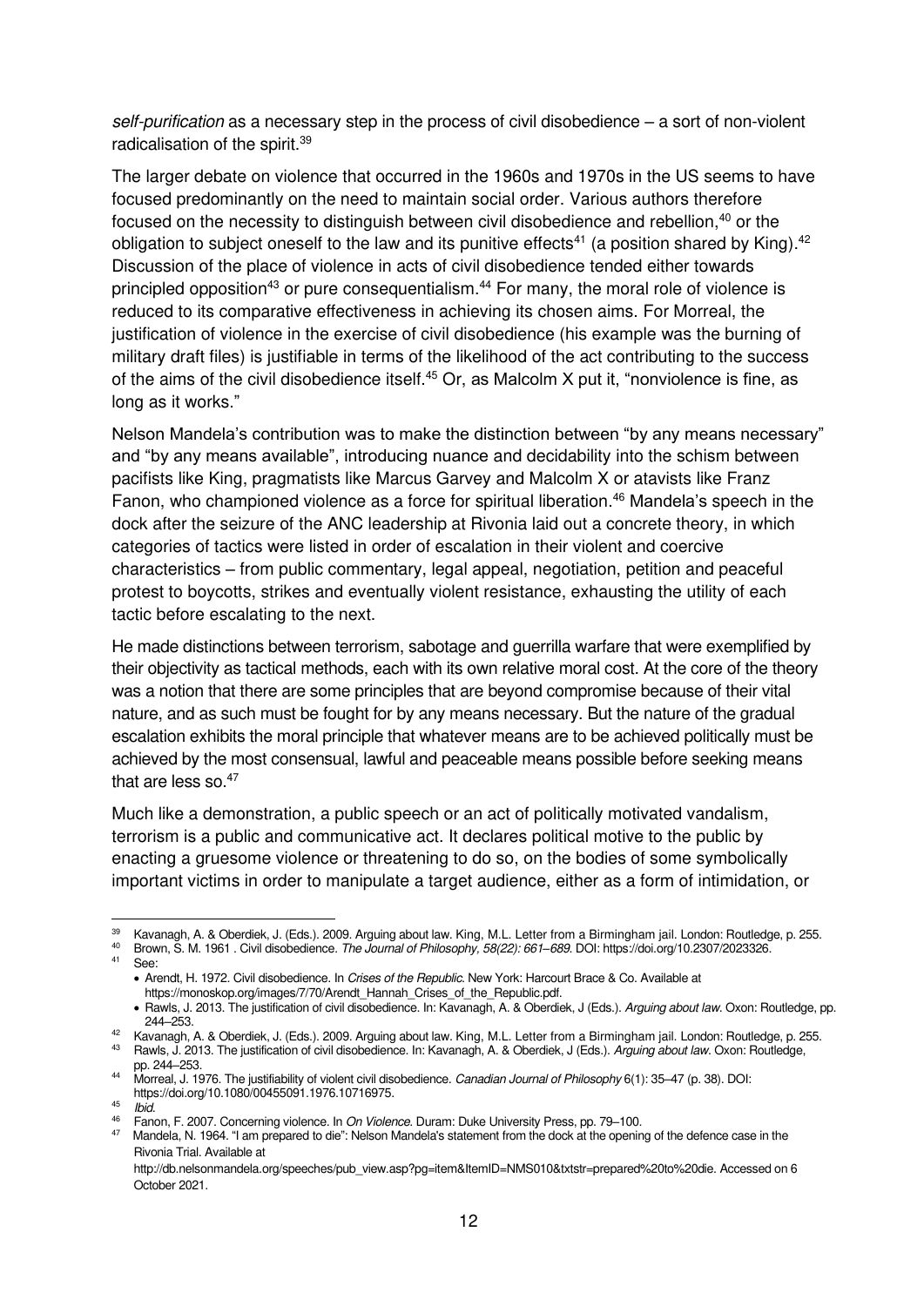*self-purification* as a necessary step in the process of civil disobedience – a sort of non-violent radicalisation of the spirit.[39]

The larger debate on violence that occurred in the 1960s and 1970s in the US seems to have focused predominantly on the need to maintain social order. Various authors therefore focused on the necessity to distinguish between civil disobedience and rebellion,[40] or the obligation to subject oneself to the law and its punitive effects[41] (a position shared by King).[42] Discussion of the place of violence in acts of civil disobedience tended either towards principled opposition[43] or pure consequentialism.[44] For many, the moral role of violence is reduced to its comparative effectiveness in achieving its chosen aims. For Morreal, the justification of violence in the exercise of civil disobedience (his example was the burning of military draft files) is justifiable in terms of the likelihood of the act contributing to the success of the aims of the civil disobedience itself.[45] Or, as Malcolm X put it, "nonviolence is fine, as long as it works."

Nelson Mandela's contribution was to make the distinction between "by any means necessary" and "by any means available", introducing nuance and decidability into the schism between pacifists like King, pragmatists like Marcus Garvey and Malcolm X or atavists like Franz Fanon, who championed violence as a force for spiritual liberation.[46] Mandela's speech in the dock after the seizure of the ANC leadership at Rivonia laid out a concrete theory, in which categories of tactics were listed in order of escalation in their violent and coercive characteristics – from public commentary, legal appeal, negotiation, petition and peaceful protest to boycotts, strikes and eventually violent resistance, exhausting the utility of each tactic before escalating to the next.

He made distinctions between terrorism, sabotage and guerrilla warfare that were exemplified by their objectivity as tactical methods, each with its own relative moral cost. At the core of the theory was a notion that there are some principles that are beyond compromise because of their vital nature, and as such must be fought for by any means necessary. But the nature of the gradual escalation exhibits the moral principle that whatever means are to be achieved politically must be achieved by the most consensual, lawful and peaceable means possible before seeking means that are less so.[47]

Much like a demonstration, a public speech or an act of politically motivated vandalism, terrorism is a public and communicative act. It declares political motive to the public by enacting a gruesome violence or threatening to do so, on the bodies of some symbolically important victims in order to manipulate a target audience, either as a form of intimidation, or

---

[39] Kavanagh, A. & Oberdiek, J. (Eds.). 2009. Arguing about law. King, M.L. Letter from a Birmingham jail. London: Routledge, p. 255.

[40] Brown, S. M. 1961 . Civil disobedience. *The Journal of Philosophy, 58(22): 661–689.* DOI: https://doi.org/10.2307/2023326.

[41] See:

- Arendt, H. 1972. Civil disobedience. In *Crises of the Republic*. New York: Harcourt Brace & Co. Available at https://monoskop.org/images/7/70/Arendt_Hannah_Crises_of_the_Republic.pdf.
- Rawls, J. 2013. The justification of civil disobedience. In: Kavanagh, A. & Oberdiek, J (Eds.). *Arguing about law.* Oxon: Routledge, pp. 244–253.

[42] Kavanagh, A. & Oberdiek, J. (Eds.). 2009. Arguing about law. King, M.L. Letter from a Birmingham jail. London: Routledge, p. 255.

[43] Rawls, J. 2013. The justification of civil disobedience. In: Kavanagh, A. & Oberdiek, J (Eds.). *Arguing about law*. Oxon: Routledge, pp. 244–253.

[44] Morreal, J. 1976. The justifiability of violent civil disobedience. *Canadian Journal of Philosophy* 6(1): 35–47 (p. 38). DOI: https://doi.org/10.1080/00455091.1976.10716975.

[45] *Ibid.*

[46] Fanon, F. 2007. Concerning violence. In *On Violence*. Duram: Duke University Press, pp. 79–100.

[47] Mandela, N. 1964. "I am prepared to die": Nelson Mandela's statement from the dock at the opening of the defence case in the Rivonia Trial. Available at http://db.nelsonmandela.org/speeches/pub_view.asp?pg=item&ItemID=NMS010&txtstr=prepared%20to%20die. Accessed on 6 October 2021.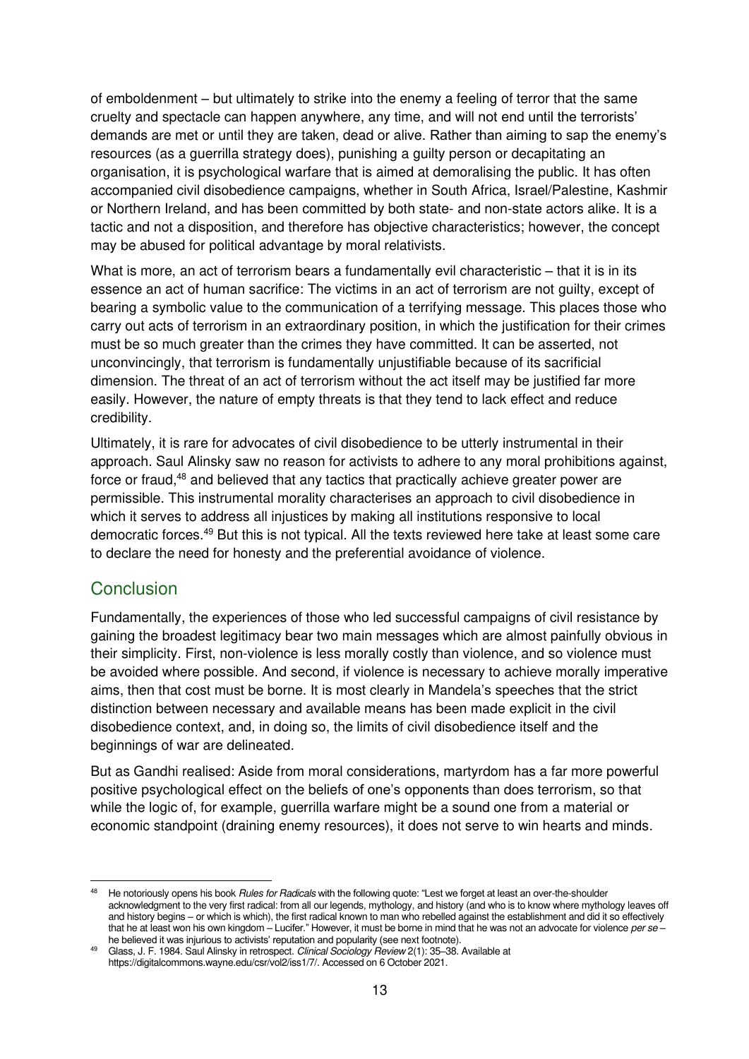of emboldenment – but ultimately to strike into the enemy a feeling of terror that the same cruelty and spectacle can happen anywhere, any time, and will not end until the terrorists' demands are met or until they are taken, dead or alive. Rather than aiming to sap the enemy's resources (as a guerrilla strategy does), punishing a guilty person or decapitating an organisation, it is psychological warfare that is aimed at demoralising the public. It has often accompanied civil disobedience campaigns, whether in South Africa, Israel/Palestine, Kashmir or Northern Ireland, and has been committed by both state- and non-state actors alike. It is a tactic and not a disposition, and therefore has objective characteristics; however, the concept may be abused for political advantage by moral relativists.

What is more, an act of terrorism bears a fundamentally evil characteristic – that it is in its essence an act of human sacrifice: The victims in an act of terrorism are not guilty, except of bearing a symbolic value to the communication of a terrifying message. This places those who carry out acts of terrorism in an extraordinary position, in which the justification for their crimes must be so much greater than the crimes they have committed. It can be asserted, not unconvincingly, that terrorism is fundamentally unjustifiable because of its sacrificial dimension. The threat of an act of terrorism without the act itself may be justified far more easily. However, the nature of empty threats is that they tend to lack effect and reduce credibility.

Ultimately, it is rare for advocates of civil disobedience to be utterly instrumental in their approach. Saul Alinsky saw no reason for activists to adhere to any moral prohibitions against, force or fraud,[48] and believed that any tactics that practically achieve greater power are permissible. This instrumental morality characterises an approach to civil disobedience in which it serves to address all injustices by making all institutions responsive to local democratic forces.[49] But this is not typical. All the texts reviewed here take at least some care to declare the need for honesty and the preferential avoidance of violence.

## Conclusion

Fundamentally, the experiences of those who led successful campaigns of civil resistance by gaining the broadest legitimacy bear two main messages which are almost painfully obvious in their simplicity. First, non-violence is less morally costly than violence, and so violence must be avoided where possible. And second, if violence is necessary to achieve morally imperative aims, then that cost must be borne. It is most clearly in Mandela's speeches that the strict distinction between necessary and available means has been made explicit in the civil disobedience context, and, in doing so, the limits of civil disobedience itself and the beginnings of war are delineated.

But as Gandhi realised: Aside from moral considerations, martyrdom has a far more powerful positive psychological effect on the beliefs of one's opponents than does terrorism, so that while the logic of, for example, guerrilla warfare might be a sound one from a material or economic standpoint (draining enemy resources), it does not serve to win hearts and minds.

---

[48] He notoriously opens his book *Rules for Radicals* with the following quote: "Lest we forget at least an over-the-shoulder acknowledgment to the very first radical: from all our legends, mythology, and history (and who is to know where mythology leaves off and history begins – or which is which), the first radical known to man who rebelled against the establishment and did it so effectively that he at least won his own kingdom – Lucifer." However, it must be borne in mind that he was not an advocate for violence *per se* – he believed it was injurious to activists' reputation and popularity (see next footnote).

[49] Glass, J. F. 1984. Saul Alinsky in retrospect. *Clinical Sociology Review* 2(1): 35–38. Available at https://digitalcommons.wayne.edu/csr/vol2/iss1/7/. Accessed on 6 October 2021.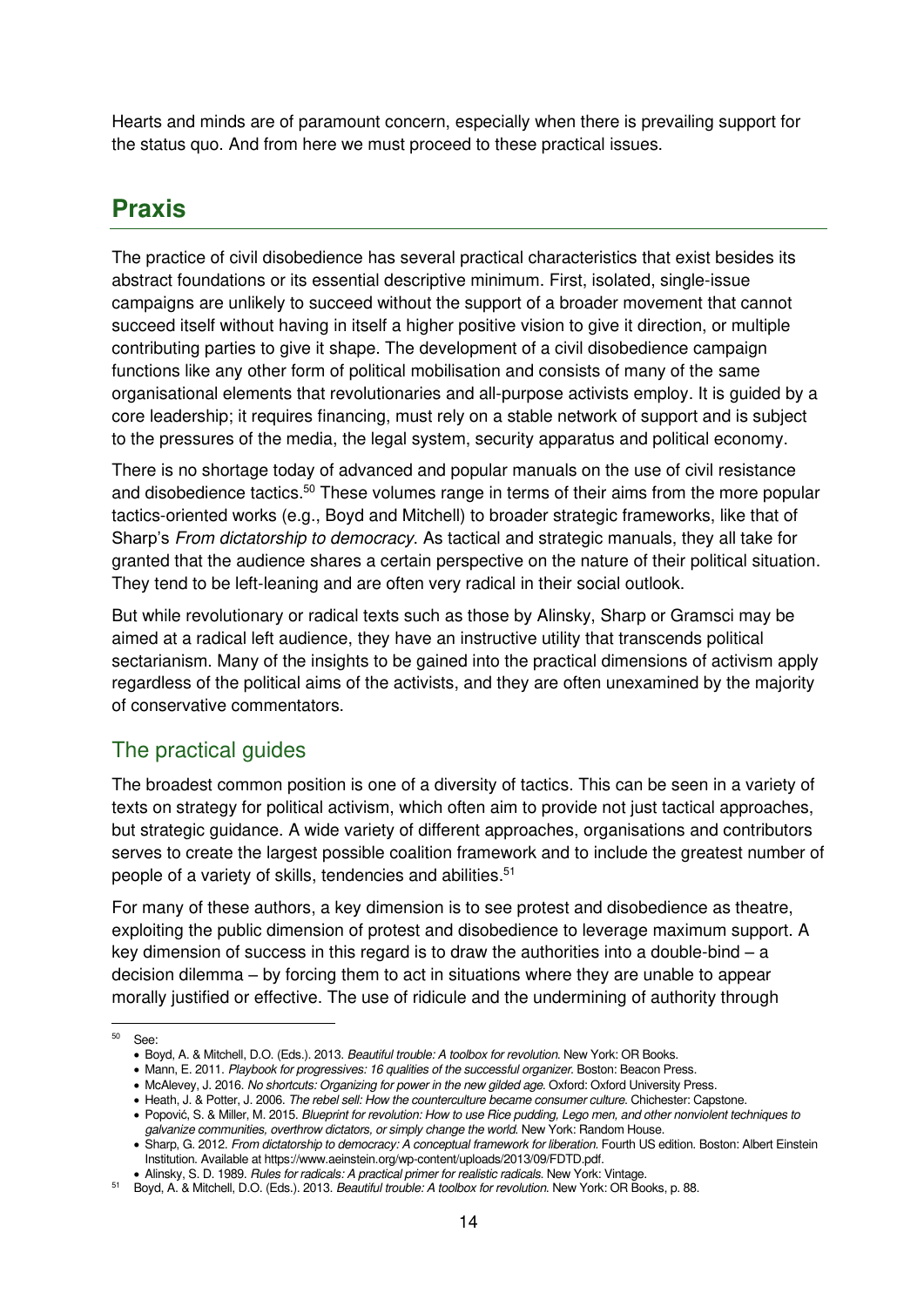Hearts and minds are of paramount concern, especially when there is prevailing support for the status quo. And from here we must proceed to these practical issues.

## Praxis

The practice of civil disobedience has several practical characteristics that exist besides its abstract foundations or its essential descriptive minimum. First, isolated, single-issue campaigns are unlikely to succeed without the support of a broader movement that cannot succeed itself without having in itself a higher positive vision to give it direction, or multiple contributing parties to give it shape. The development of a civil disobedience campaign functions like any other form of political mobilisation and consists of many of the same organisational elements that revolutionaries and all-purpose activists employ. It is guided by a core leadership; it requires financing, must rely on a stable network of support and is subject to the pressures of the media, the legal system, security apparatus and political economy.

There is no shortage today of advanced and popular manuals on the use of civil resistance and disobedience tactics.[50] These volumes range in terms of their aims from the more popular tactics-oriented works (e.g., Boyd and Mitchell) to broader strategic frameworks, like that of Sharp's *From dictatorship to democracy*. As tactical and strategic manuals, they all take for granted that the audience shares a certain perspective on the nature of their political situation. They tend to be left-leaning and are often very radical in their social outlook.

But while revolutionary or radical texts such as those by Alinsky, Sharp or Gramsci may be aimed at a radical left audience, they have an instructive utility that transcends political sectarianism. Many of the insights to be gained into the practical dimensions of activism apply regardless of the political aims of the activists, and they are often unexamined by the majority of conservative commentators.

### The practical guides

The broadest common position is one of a diversity of tactics. This can be seen in a variety of texts on strategy for political activism, which often aim to provide not just tactical approaches, but strategic guidance. A wide variety of different approaches, organisations and contributors serves to create the largest possible coalition framework and to include the greatest number of people of a variety of skills, tendencies and abilities.[51]

For many of these authors, a key dimension is to see protest and disobedience as theatre, exploiting the public dimension of protest and disobedience to leverage maximum support. A key dimension of success in this regard is to draw the authorities into a double-bind – a decision dilemma – by forcing them to act in situations where they are unable to appear morally justified or effective. The use of ridicule and the undermining of authority through

---

[50] See:

- Boyd, A. & Mitchell, D.O. (Eds.). 2013. *Beautiful trouble: A toolbox for revolution*. New York: OR Books.
- Mann, E. 2011. *Playbook for progressives: 16 qualities of the successful organizer*. Boston: Beacon Press.
- McAlevey, J. 2016. *No shortcuts: Organizing for power in the new gilded age*. Oxford: Oxford University Press.
- Heath, J. & Potter, J. 2006. *The rebel sell: How the counterculture became consumer culture*. Chichester: Capstone.
- Popović, S. & Miller, M. 2015. *Blueprint for revolution: How to use Rice pudding, Lego men, and other nonviolent techniques to galvanize communities, overthrow dictators, or simply change the world*. New York: Random House.
- Sharp, G. 2012. *From dictatorship to democracy: A conceptual framework for liberation*. Fourth US edition. Boston: Albert Einstein Institution. Available at https://www.aeinstein.org/wp-content/uploads/2013/09/FDTD.pdf.
- Alinsky, S. D. 1989. *Rules for radicals: A practical primer for realistic radicals*. New York: Vintage.

[51] Boyd, A. & Mitchell, D.O. (Eds.). 2013. *Beautiful trouble: A toolbox for revolution*. New York: OR Books, p. 88.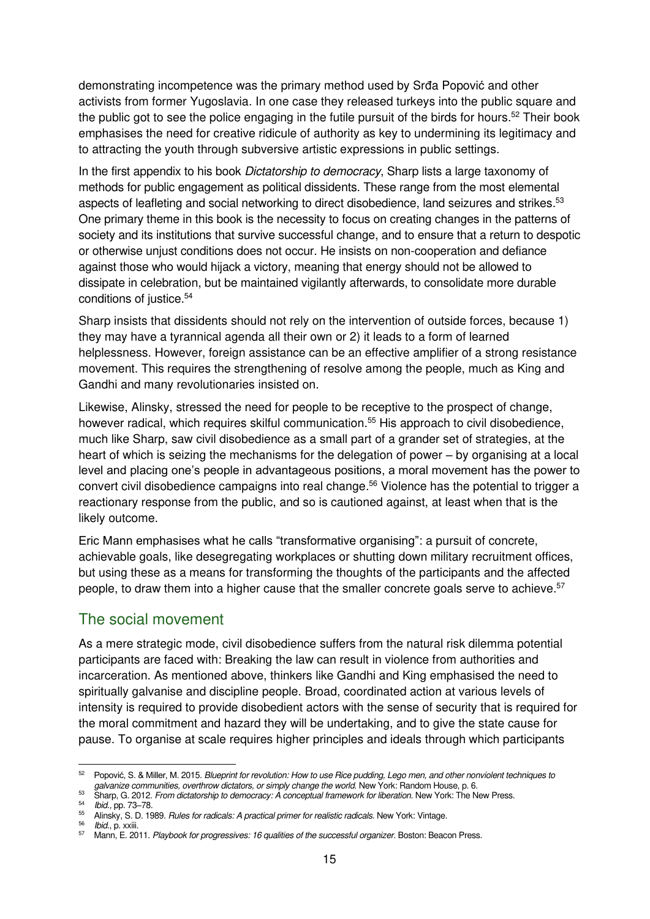demonstrating incompetence was the primary method used by Srđa Popović and other activists from former Yugoslavia. In one case they released turkeys into the public square and the public got to see the police engaging in the futile pursuit of the birds for hours.[52] Their book emphasises the need for creative ridicule of authority as key to undermining its legitimacy and to attracting the youth through subversive artistic expressions in public settings.

In the first appendix to his book *Dictatorship to democracy*, Sharp lists a large taxonomy of methods for public engagement as political dissidents. These range from the most elemental aspects of leafleting and social networking to direct disobedience, land seizures and strikes.[53] One primary theme in this book is the necessity to focus on creating changes in the patterns of society and its institutions that survive successful change, and to ensure that a return to despotic or otherwise unjust conditions does not occur. He insists on non-cooperation and defiance against those who would hijack a victory, meaning that energy should not be allowed to dissipate in celebration, but be maintained vigilantly afterwards, to consolidate more durable conditions of justice.[54]

Sharp insists that dissidents should not rely on the intervention of outside forces, because 1) they may have a tyrannical agenda all their own or 2) it leads to a form of learned helplessness. However, foreign assistance can be an effective amplifier of a strong resistance movement. This requires the strengthening of resolve among the people, much as King and Gandhi and many revolutionaries insisted on.

Likewise, Alinsky, stressed the need for people to be receptive to the prospect of change, however radical, which requires skilful communication.[55] His approach to civil disobedience, much like Sharp, saw civil disobedience as a small part of a grander set of strategies, at the heart of which is seizing the mechanisms for the delegation of power – by organising at a local level and placing one's people in advantageous positions, a moral movement has the power to convert civil disobedience campaigns into real change.[56] Violence has the potential to trigger a reactionary response from the public, and so is cautioned against, at least when that is the likely outcome.

Eric Mann emphasises what he calls "transformative organising": a pursuit of concrete, achievable goals, like desegregating workplaces or shutting down military recruitment offices, but using these as a means for transforming the thoughts of the participants and the affected people, to draw them into a higher cause that the smaller concrete goals serve to achieve.[57]

## The social movement

As a mere strategic mode, civil disobedience suffers from the natural risk dilemma potential participants are faced with: Breaking the law can result in violence from authorities and incarceration. As mentioned above, thinkers like Gandhi and King emphasised the need to spiritually galvanise and discipline people. Broad, coordinated action at various levels of intensity is required to provide disobedient actors with the sense of security that is required for the moral commitment and hazard they will be undertaking, and to give the state cause for pause. To organise at scale requires higher principles and ideals through which participants

---

[52] Popović, S. & Miller, M. 2015. *Blueprint for revolution: How to use Rice pudding, Lego men, and other nonviolent techniques to galvanize communities, overthrow dictators, or simply change the world.* New York: Random House, p. 6.

[53] Sharp, G. 2012. *From dictatorship to democracy: A conceptual framework for liberation.* New York: The New Press.

[54] *Ibid.*, pp. 73–78.

[55] Alinsky, S. D. 1989. *Rules for radicals: A practical primer for realistic radicals.* New York: Vintage.

[56] *Ibid.*, p. xxiii.

[57] Mann, E. 2011. *Playbook for progressives: 16 qualities of the successful organizer.* Boston: Beacon Press.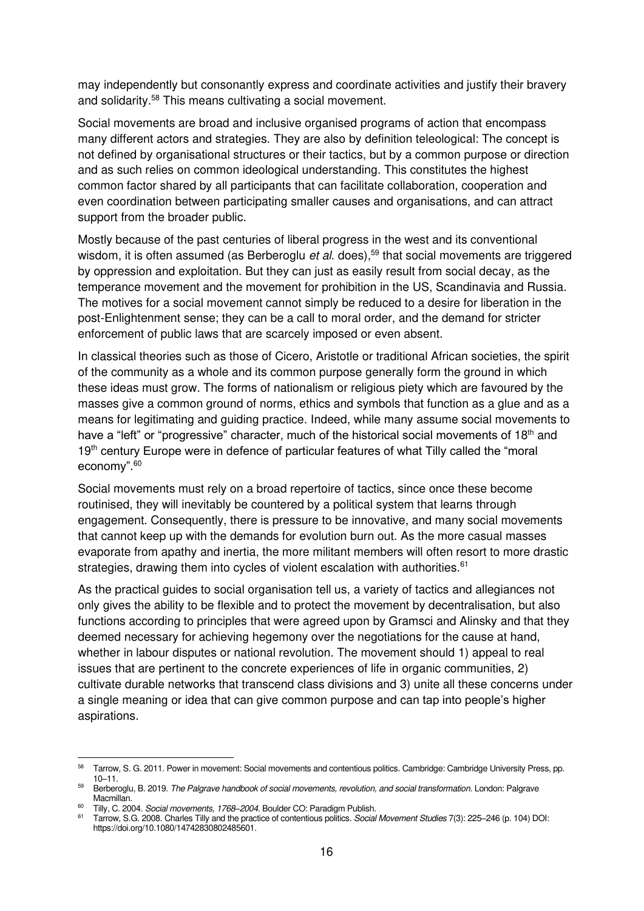may independently but consonantly express and coordinate activities and justify their bravery and solidarity.[58] This means cultivating a social movement.

Social movements are broad and inclusive organised programs of action that encompass many different actors and strategies. They are also by definition teleological: The concept is not defined by organisational structures or their tactics, but by a common purpose or direction and as such relies on common ideological understanding. This constitutes the highest common factor shared by all participants that can facilitate collaboration, cooperation and even coordination between participating smaller causes and organisations, and can attract support from the broader public.

Mostly because of the past centuries of liberal progress in the west and its conventional wisdom, it is often assumed (as Berberoglu *et al.* does),[59] that social movements are triggered by oppression and exploitation. But they can just as easily result from social decay, as the temperance movement and the movement for prohibition in the US, Scandinavia and Russia. The motives for a social movement cannot simply be reduced to a desire for liberation in the post-Enlightenment sense; they can be a call to moral order, and the demand for stricter enforcement of public laws that are scarcely imposed or even absent.

In classical theories such as those of Cicero, Aristotle or traditional African societies, the spirit of the community as a whole and its common purpose generally form the ground in which these ideas must grow. The forms of nationalism or religious piety which are favoured by the masses give a common ground of norms, ethics and symbols that function as a glue and as a means for legitimating and guiding practice. Indeed, while many assume social movements to have a "left" or "progressive" character, much of the historical social movements of 18th and 19th century Europe were in defence of particular features of what Tilly called the "moral economy".[60]

Social movements must rely on a broad repertoire of tactics, since once these become routinised, they will inevitably be countered by a political system that learns through engagement. Consequently, there is pressure to be innovative, and many social movements that cannot keep up with the demands for evolution burn out. As the more casual masses evaporate from apathy and inertia, the more militant members will often resort to more drastic strategies, drawing them into cycles of violent escalation with authorities.[61]

As the practical guides to social organisation tell us, a variety of tactics and allegiances not only gives the ability to be flexible and to protect the movement by decentralisation, but also functions according to principles that were agreed upon by Gramsci and Alinsky and that they deemed necessary for achieving hegemony over the negotiations for the cause at hand, whether in labour disputes or national revolution. The movement should 1) appeal to real issues that are pertinent to the concrete experiences of life in organic communities, 2) cultivate durable networks that transcend class divisions and 3) unite all these concerns under a single meaning or idea that can give common purpose and can tap into people's higher aspirations.

---

[58] Tarrow, S. G. 2011. Power in movement: Social movements and contentious politics. Cambridge: Cambridge University Press, pp. 10–11.

[59] Berberoglu, B. 2019. *The Palgrave handbook of social movements, revolution, and social transformation*. London: Palgrave Macmillan.

[60] Tilly, C. 2004. *Social movements, 1768–2004*. Boulder CO: Paradigm Publish.

[61] Tarrow, S.G. 2008. Charles Tilly and the practice of contentious politics. *Social Movement Studies* 7(3): 225–246 (p. 104) DOI: https://doi.org/10.1080/14742830802485601.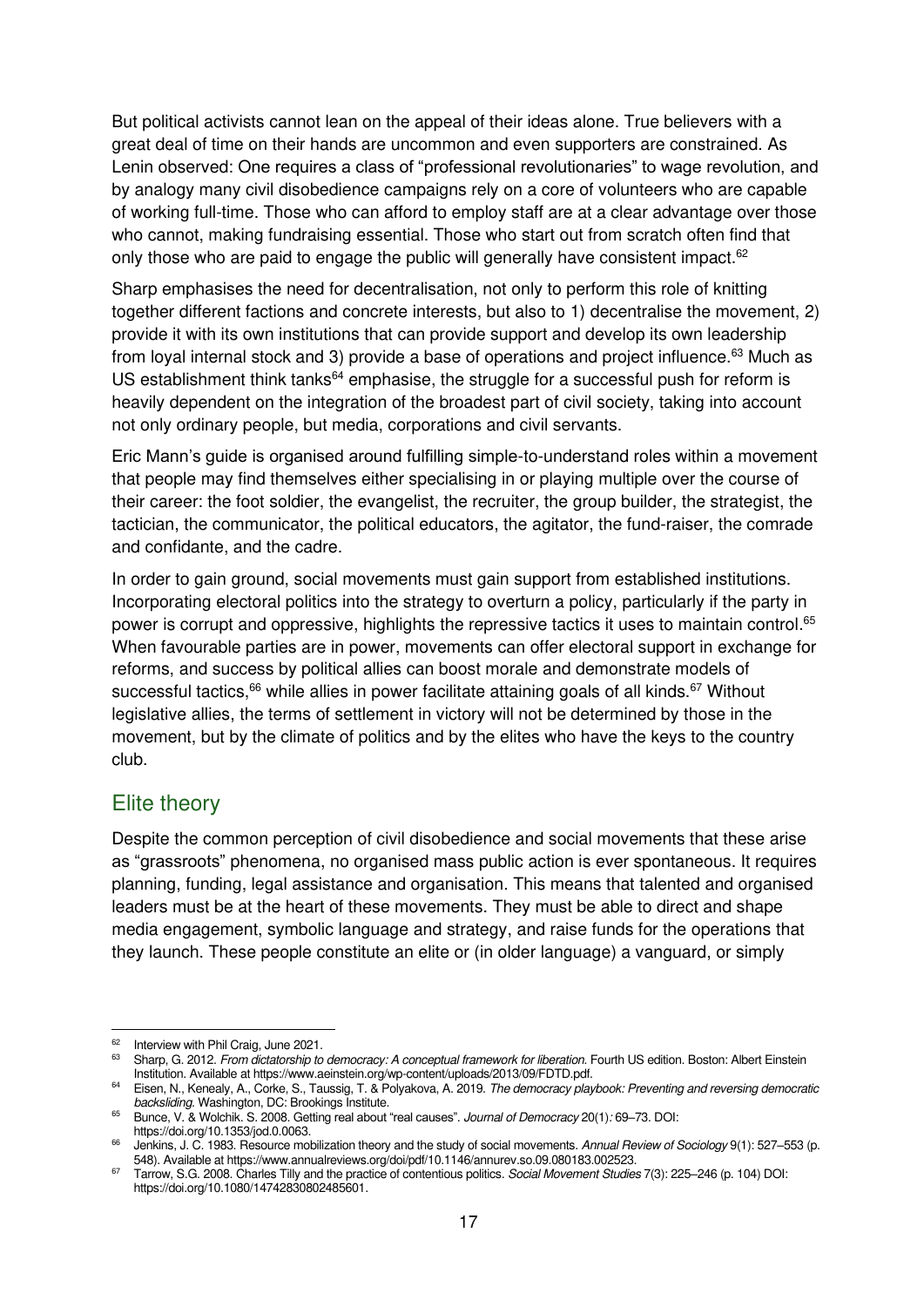But political activists cannot lean on the appeal of their ideas alone. True believers with a great deal of time on their hands are uncommon and even supporters are constrained. As Lenin observed: One requires a class of "professional revolutionaries" to wage revolution, and by analogy many civil disobedience campaigns rely on a core of volunteers who are capable of working full-time. Those who can afford to employ staff are at a clear advantage over those who cannot, making fundraising essential. Those who start out from scratch often find that only those who are paid to engage the public will generally have consistent impact.[62]

Sharp emphasises the need for decentralisation, not only to perform this role of knitting together different factions and concrete interests, but also to 1) decentralise the movement, 2) provide it with its own institutions that can provide support and develop its own leadership from loyal internal stock and 3) provide a base of operations and project influence.[63] Much as US establishment think tanks[64] emphasise, the struggle for a successful push for reform is heavily dependent on the integration of the broadest part of civil society, taking into account not only ordinary people, but media, corporations and civil servants.

Eric Mann's guide is organised around fulfilling simple-to-understand roles within a movement that people may find themselves either specialising in or playing multiple over the course of their career: the foot soldier, the evangelist, the recruiter, the group builder, the strategist, the tactician, the communicator, the political educators, the agitator, the fund-raiser, the comrade and confidante, and the cadre.

In order to gain ground, social movements must gain support from established institutions. Incorporating electoral politics into the strategy to overturn a policy, particularly if the party in power is corrupt and oppressive, highlights the repressive tactics it uses to maintain control.[65] When favourable parties are in power, movements can offer electoral support in exchange for reforms, and success by political allies can boost morale and demonstrate models of successful tactics,[66] while allies in power facilitate attaining goals of all kinds.[67] Without legislative allies, the terms of settlement in victory will not be determined by those in the movement, but by the climate of politics and by the elites who have the keys to the country club.

## Elite theory

Despite the common perception of civil disobedience and social movements that these arise as "grassroots" phenomena, no organised mass public action is ever spontaneous. It requires planning, funding, legal assistance and organisation. This means that talented and organised leaders must be at the heart of these movements. They must be able to direct and shape media engagement, symbolic language and strategy, and raise funds for the operations that they launch. These people constitute an elite or (in older language) a vanguard, or simply

---

[62] Interview with Phil Craig, June 2021.

[63] Sharp, G. 2012. *From dictatorship to democracy: A conceptual framework for liberation.* Fourth US edition. Boston: Albert Einstein Institution. Available at https://www.aeinstein.org/wp-content/uploads/2013/09/FDTD.pdf.

[64] Eisen, N., Kenealy, A., Corke, S., Taussig, T. & Polyakova, A. 2019. *The democracy playbook: Preventing and reversing democratic backsliding.* Washington, DC: Brookings Institute.

[65] Bunce, V. & Wolchik. S. 2008. Getting real about "real causes". *Journal of Democracy* 20(1)*:* 69–73. DOI: https://doi.org/10.1353/jod.0.0063.

[66] Jenkins, J. C. 1983. Resource mobilization theory and the study of social movements. *Annual Review of Sociology* 9(1): 527–553 (p. 548). Available at https://www.annualreviews.org/doi/pdf/10.1146/annurev.so.09.080183.002523.

[67] Tarrow, S.G. 2008. Charles Tilly and the practice of contentious politics. *Social Movement Studies* 7(3): 225–246 (p. 104) DOI: https://doi.org/10.1080/14742830802485601.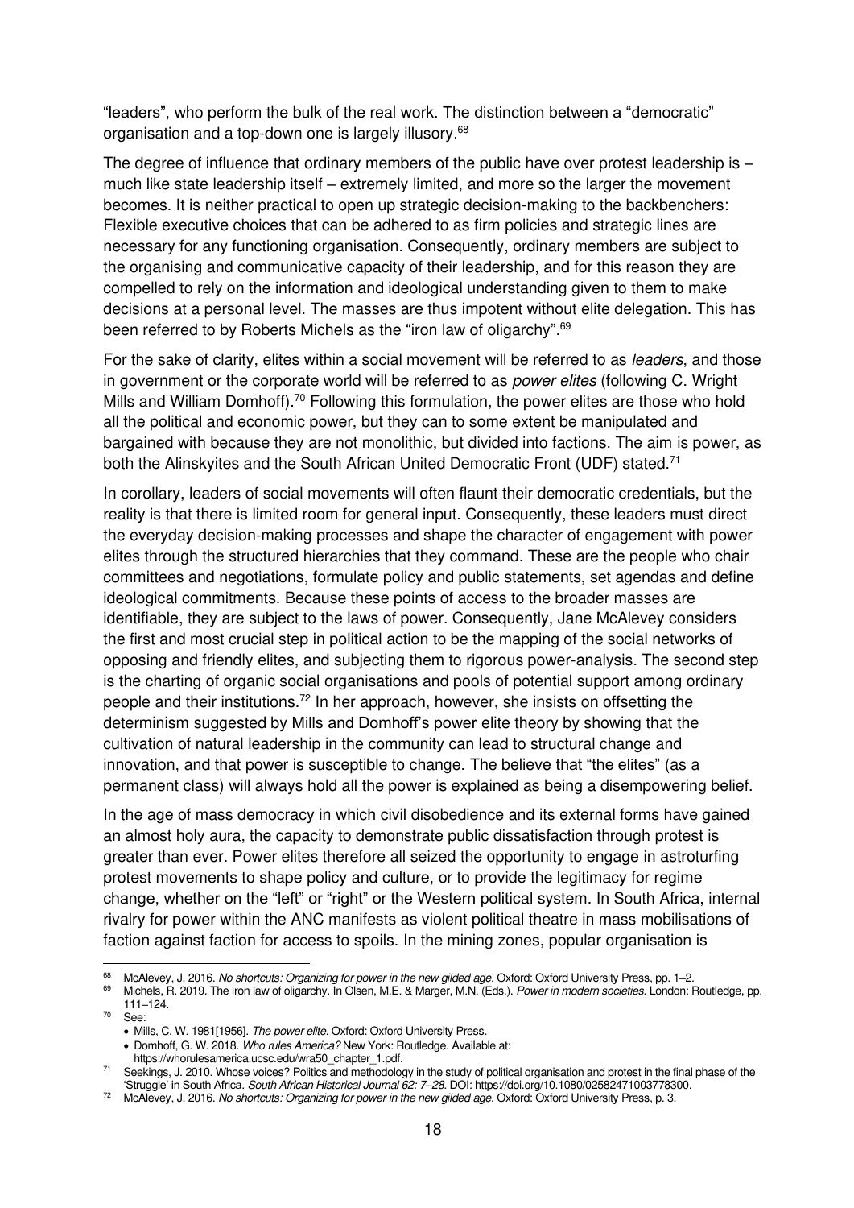"leaders", who perform the bulk of the real work. The distinction between a "democratic" organisation and a top-down one is largely illusory.[68]

The degree of influence that ordinary members of the public have over protest leadership is – much like state leadership itself – extremely limited, and more so the larger the movement becomes. It is neither practical to open up strategic decision-making to the backbenchers: Flexible executive choices that can be adhered to as firm policies and strategic lines are necessary for any functioning organisation. Consequently, ordinary members are subject to the organising and communicative capacity of their leadership, and for this reason they are compelled to rely on the information and ideological understanding given to them to make decisions at a personal level. The masses are thus impotent without elite delegation. This has been referred to by Roberts Michels as the "iron law of oligarchy".[69]

For the sake of clarity, elites within a social movement will be referred to as *leaders*, and those in government or the corporate world will be referred to as *power elites* (following C. Wright Mills and William Domhoff).[70] Following this formulation, the power elites are those who hold all the political and economic power, but they can to some extent be manipulated and bargained with because they are not monolithic, but divided into factions. The aim is power, as both the Alinskyites and the South African United Democratic Front (UDF) stated.[71]

In corollary, leaders of social movements will often flaunt their democratic credentials, but the reality is that there is limited room for general input. Consequently, these leaders must direct the everyday decision-making processes and shape the character of engagement with power elites through the structured hierarchies that they command. These are the people who chair committees and negotiations, formulate policy and public statements, set agendas and define ideological commitments. Because these points of access to the broader masses are identifiable, they are subject to the laws of power. Consequently, Jane McAlevey considers the first and most crucial step in political action to be the mapping of the social networks of opposing and friendly elites, and subjecting them to rigorous power-analysis. The second step is the charting of organic social organisations and pools of potential support among ordinary people and their institutions.[72] In her approach, however, she insists on offsetting the determinism suggested by Mills and Domhoff's power elite theory by showing that the cultivation of natural leadership in the community can lead to structural change and innovation, and that power is susceptible to change. The believe that "the elites" (as a permanent class) will always hold all the power is explained as being a disempowering belief.

In the age of mass democracy in which civil disobedience and its external forms have gained an almost holy aura, the capacity to demonstrate public dissatisfaction through protest is greater than ever. Power elites therefore all seized the opportunity to engage in astroturfing protest movements to shape policy and culture, or to provide the legitimacy for regime change, whether on the "left" or "right" or the Western political system. In South Africa, internal rivalry for power within the ANC manifests as violent political theatre in mass mobilisations of faction against faction for access to spoils. In the mining zones, popular organisation is

---

[68] McAlevey, J. 2016. *No shortcuts: Organizing for power in the new gilded age.* Oxford: Oxford University Press, pp. 1–2.

[69] Michels, R. 2019. The iron law of oligarchy. In Olsen, M.E. & Marger, M.N. (Eds.). *Power in modern societies.* London: Routledge, pp. 111–124.

[70] See:
- Mills, C. W. 1981[1956]. *The power elite.* Oxford: Oxford University Press.
- Domhoff, G. W. 2018. *Who rules America?* New York: Routledge. Available at: https://whorulesamerica.ucsc.edu/wra50_chapter_1.pdf.

[71] Seekings, J. 2010. Whose voices? Politics and methodology in the study of political organisation and protest in the final phase of the 'Struggle' in South Africa. *South African Historical Journal 62: 7–28.* DOI: https://doi.org/10.1080/02582471003778300.

[72] McAlevey, J. 2016. *No shortcuts: Organizing for power in the new gilded age.* Oxford: Oxford University Press, p. 3.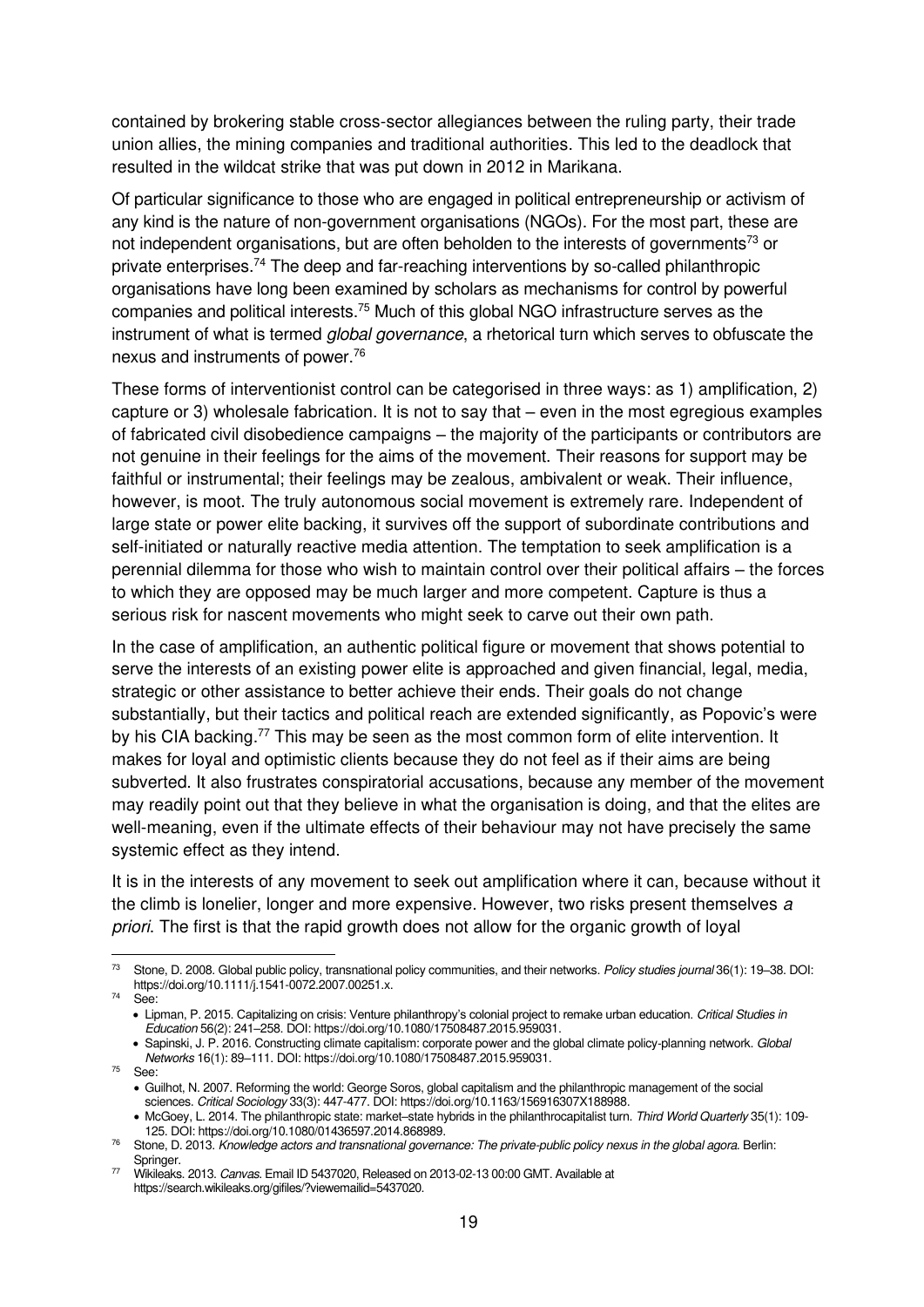contained by brokering stable cross-sector allegiances between the ruling party, their trade union allies, the mining companies and traditional authorities. This led to the deadlock that resulted in the wildcat strike that was put down in 2012 in Marikana.

Of particular significance to those who are engaged in political entrepreneurship or activism of any kind is the nature of non-government organisations (NGOs). For the most part, these are not independent organisations, but are often beholden to the interests of governments[73] or private enterprises.[74] The deep and far-reaching interventions by so-called philanthropic organisations have long been examined by scholars as mechanisms for control by powerful companies and political interests.[75] Much of this global NGO infrastructure serves as the instrument of what is termed *global governance*, a rhetorical turn which serves to obfuscate the nexus and instruments of power.[76]

These forms of interventionist control can be categorised in three ways: as 1) amplification, 2) capture or 3) wholesale fabrication. It is not to say that – even in the most egregious examples of fabricated civil disobedience campaigns – the majority of the participants or contributors are not genuine in their feelings for the aims of the movement. Their reasons for support may be faithful or instrumental; their feelings may be zealous, ambivalent or weak. Their influence, however, is moot. The truly autonomous social movement is extremely rare. Independent of large state or power elite backing, it survives off the support of subordinate contributions and self-initiated or naturally reactive media attention. The temptation to seek amplification is a perennial dilemma for those who wish to maintain control over their political affairs – the forces to which they are opposed may be much larger and more competent. Capture is thus a serious risk for nascent movements who might seek to carve out their own path.

In the case of amplification, an authentic political figure or movement that shows potential to serve the interests of an existing power elite is approached and given financial, legal, media, strategic or other assistance to better achieve their ends. Their goals do not change substantially, but their tactics and political reach are extended significantly, as Popovic's were by his CIA backing.[77] This may be seen as the most common form of elite intervention. It makes for loyal and optimistic clients because they do not feel as if their aims are being subverted. It also frustrates conspiratorial accusations, because any member of the movement may readily point out that they believe in what the organisation is doing, and that the elites are well-meaning, even if the ultimate effects of their behaviour may not have precisely the same systemic effect as they intend.

It is in the interests of any movement to seek out amplification where it can, because without it the climb is lonelier, longer and more expensive. However, two risks present themselves *a priori*. The first is that the rapid growth does not allow for the organic growth of loyal

---

[73] Stone, D. 2008. Global public policy, transnational policy communities, and their networks. *Policy studies journal* 36(1): 19–38. DOI: https://doi.org/10.1111/j.1541-0072.2007.00251.x.

[74] See:
- Lipman, P. 2015. Capitalizing on crisis: Venture philanthropy's colonial project to remake urban education. *Critical Studies in Education* 56(2): 241–258. DOI: https://doi.org/10.1080/17508487.2015.959031.
- Sapinski, J. P. 2016. Constructing climate capitalism: corporate power and the global climate policy-planning network. *Global Networks* 16(1): 89–111. DOI: https://doi.org/10.1080/17508487.2015.959031.

[75] See:
- Guilhot, N. 2007. Reforming the world: George Soros, global capitalism and the philanthropic management of the social sciences. *Critical Sociology* 33(3): 447-477. DOI: https://doi.org/10.1163/156916307X188988.
- McGoey, L. 2014. The philanthropic state: market–state hybrids in the philanthrocapitalist turn. *Third World Quarterly* 35(1): 109-125. DOI: https://doi.org/10.1080/01436597.2014.868989.

[76] Stone, D. 2013. *Knowledge actors and transnational governance: The private-public policy nexus in the global agora*. Berlin: Springer.

[77] Wikileaks. 2013. *Canvas*. Email ID 5437020, Released on 2013-02-13 00:00 GMT. Available at https://search.wikileaks.org/gifiles/?viewemailid=5437020.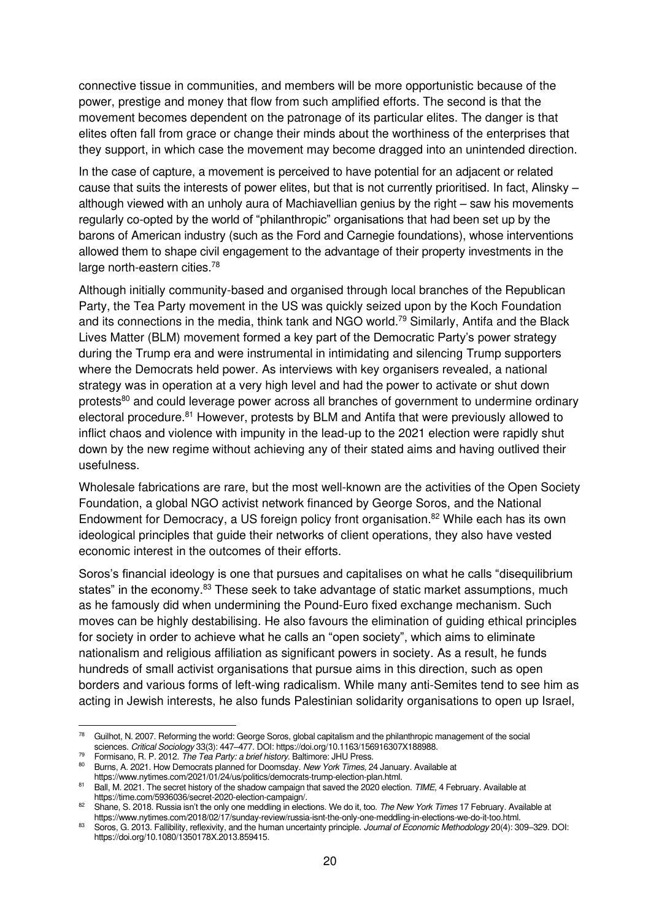connective tissue in communities, and members will be more opportunistic because of the power, prestige and money that flow from such amplified efforts. The second is that the movement becomes dependent on the patronage of its particular elites. The danger is that elites often fall from grace or change their minds about the worthiness of the enterprises that they support, in which case the movement may become dragged into an unintended direction.

In the case of capture, a movement is perceived to have potential for an adjacent or related cause that suits the interests of power elites, but that is not currently prioritised. In fact, Alinsky – although viewed with an unholy aura of Machiavellian genius by the right – saw his movements regularly co-opted by the world of "philanthropic" organisations that had been set up by the barons of American industry (such as the Ford and Carnegie foundations), whose interventions allowed them to shape civil engagement to the advantage of their property investments in the large north-eastern cities.[78]

Although initially community-based and organised through local branches of the Republican Party, the Tea Party movement in the US was quickly seized upon by the Koch Foundation and its connections in the media, think tank and NGO world.[79] Similarly, Antifa and the Black Lives Matter (BLM) movement formed a key part of the Democratic Party's power strategy during the Trump era and were instrumental in intimidating and silencing Trump supporters where the Democrats held power. As interviews with key organisers revealed, a national strategy was in operation at a very high level and had the power to activate or shut down protests[80] and could leverage power across all branches of government to undermine ordinary electoral procedure.[81] However, protests by BLM and Antifa that were previously allowed to inflict chaos and violence with impunity in the lead-up to the 2021 election were rapidly shut down by the new regime without achieving any of their stated aims and having outlived their usefulness.

Wholesale fabrications are rare, but the most well-known are the activities of the Open Society Foundation, a global NGO activist network financed by George Soros, and the National Endowment for Democracy, a US foreign policy front organisation.[82] While each has its own ideological principles that guide their networks of client operations, they also have vested economic interest in the outcomes of their efforts.

Soros's financial ideology is one that pursues and capitalises on what he calls "disequilibrium states" in the economy.[83] These seek to take advantage of static market assumptions, much as he famously did when undermining the Pound-Euro fixed exchange mechanism. Such moves can be highly destabilising. He also favours the elimination of guiding ethical principles for society in order to achieve what he calls an "open society", which aims to eliminate nationalism and religious affiliation as significant powers in society. As a result, he funds hundreds of small activist organisations that pursue aims in this direction, such as open borders and various forms of left-wing radicalism. While many anti-Semites tend to see him as acting in Jewish interests, he also funds Palestinian solidarity organisations to open up Israel,

---

[78] Guilhot, N. 2007. Reforming the world: George Soros, global capitalism and the philanthropic management of the social sciences. *Critical Sociology* 33(3): 447–477. DOI: https://doi.org/10.1163/156916307X188988.

[79] Formisano, R. P. 2012. *The Tea Party: a brief history*. Baltimore: JHU Press.

[80] Burns, A. 2021. How Democrats planned for Doomsday. *New York Times,* 24 January. Available at https://www.nytimes.com/2021/01/24/us/politics/democrats-trump-election-plan.html.

[81] Ball, M. 2021. The secret history of the shadow campaign that saved the 2020 election. *TIME*, 4 February. Available at https://time.com/5936036/secret-2020-election-campaign/.

[82] Shane, S. 2018. Russia isn't the only one meddling in elections. We do it, too. *The New York Times* 17 February. Available at https://www.nytimes.com/2018/02/17/sunday-review/russia-isnt-the-only-one-meddling-in-elections-we-do-it-too.html.

[83] Soros, G. 2013. Fallibility, reflexivity, and the human uncertainty principle. *Journal of Economic Methodology* 20(4): 309–329. DOI: https://doi.org/10.1080/1350178X.2013.859415.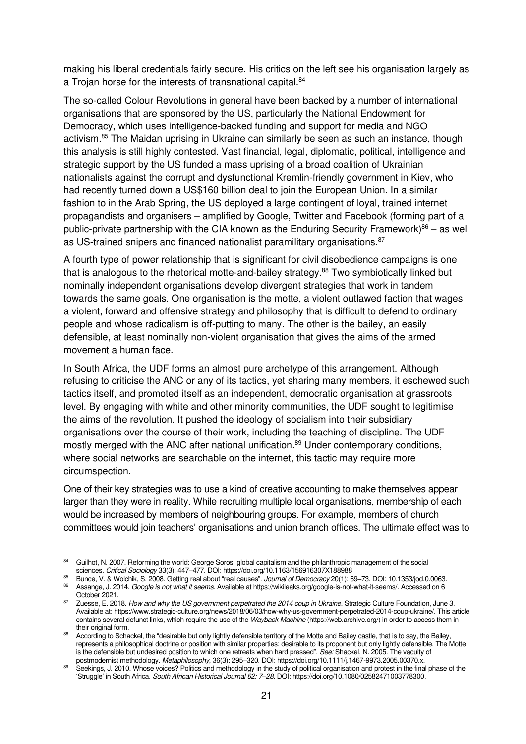making his liberal credentials fairly secure. His critics on the left see his organisation largely as a Trojan horse for the interests of transnational capital.[84]

The so-called Colour Revolutions in general have been backed by a number of international organisations that are sponsored by the US, particularly the National Endowment for Democracy, which uses intelligence-backed funding and support for media and NGO activism.[85] The Maidan uprising in Ukraine can similarly be seen as such an instance, though this analysis is still highly contested. Vast financial, legal, diplomatic, political, intelligence and strategic support by the US funded a mass uprising of a broad coalition of Ukrainian nationalists against the corrupt and dysfunctional Kremlin-friendly government in Kiev, who had recently turned down a US$160 billion deal to join the European Union. In a similar fashion to in the Arab Spring, the US deployed a large contingent of loyal, trained internet propagandists and organisers – amplified by Google, Twitter and Facebook (forming part of a public-private partnership with the CIA known as the Enduring Security Framework)[86] – as well as US-trained snipers and financed nationalist paramilitary organisations.[87]

A fourth type of power relationship that is significant for civil disobedience campaigns is one that is analogous to the rhetorical motte-and-bailey strategy.[88] Two symbiotically linked but nominally independent organisations develop divergent strategies that work in tandem towards the same goals. One organisation is the motte, a violent outlawed faction that wages a violent, forward and offensive strategy and philosophy that is difficult to defend to ordinary people and whose radicalism is off-putting to many. The other is the bailey, an easily defensible, at least nominally non-violent organisation that gives the aims of the armed movement a human face.

In South Africa, the UDF forms an almost pure archetype of this arrangement. Although refusing to criticise the ANC or any of its tactics, yet sharing many members, it eschewed such tactics itself, and promoted itself as an independent, democratic organisation at grassroots level. By engaging with white and other minority communities, the UDF sought to legitimise the aims of the revolution. It pushed the ideology of socialism into their subsidiary organisations over the course of their work, including the teaching of discipline. The UDF mostly merged with the ANC after national unification.[89] Under contemporary conditions, where social networks are searchable on the internet, this tactic may require more circumspection.

One of their key strategies was to use a kind of creative accounting to make themselves appear larger than they were in reality. While recruiting multiple local organisations, membership of each would be increased by members of neighbouring groups. For example, members of church committees would join teachers' organisations and union branch offices. The ultimate effect was to

---

[84] Guilhot, N. 2007. Reforming the world: George Soros, global capitalism and the philanthropic management of the social sciences. *Critical Sociology* 33(3): 447–477. DOI: https://doi.org/10.1163/156916307X188988

[85] Bunce, V. & Wolchik, S. 2008. Getting real about "real causes". *Journal of Democracy* 20(1): 69–73. DOI: 10.1353/jod.0.0063.

[86] Assange, J. 2014. *Google is not what it seems*. Available at https://wikileaks.org/google-is-not-what-it-seems/. Accessed on 6 October 2021.

[87] Zuesse, E. 2018. *How and why the US government perpetrated the 2014 coup in Ukraine*. Strategic Culture Foundation, June 3. Available at: https://www.strategic-culture.org/news/2018/06/03/how-why-us-government-perpetrated-2014-coup-ukraine/. This article contains several defunct links, which require the use of the *Wayback Machine* (https://web.archive.org/) in order to access them in their original form.

[88] According to Schackel, the "desirable but only lightly defensible territory of the Motte and Bailey castle, that is to say, the Bailey, represents a philosophical doctrine or position with similar properties: desirable to its proponent but only lightly defensible. The Motte is the defensible but undesired position to which one retreats when hard pressed". *See:* Shackel, N. 2005. The vacuity of postmodernist methodology. *Metaphilosophy*, 36(3): 295–320. DOI: https://doi.org/10.1111/j.1467-9973.2005.00370.x.

[89] Seekings, J. 2010. Whose voices? Politics and methodology in the study of political organisation and protest in the final phase of the 'Struggle' in South Africa. *South African Historical Journal 62: 7–28*. DOI: https://doi.org/10.1080/02582471003778300.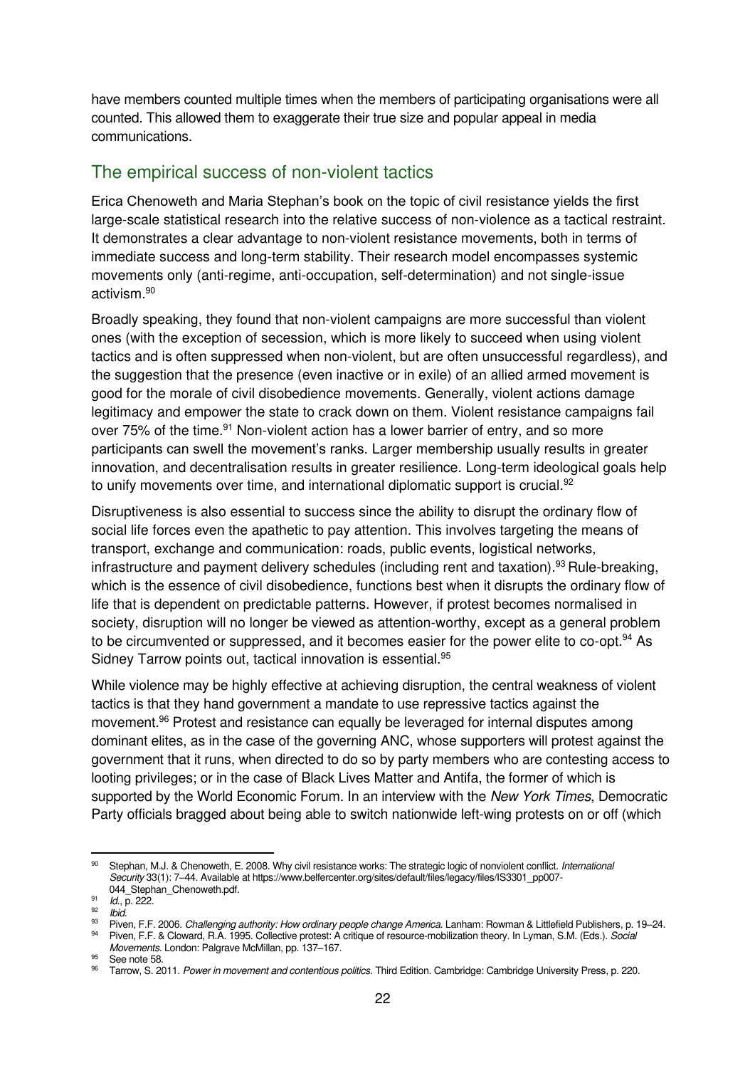have members counted multiple times when the members of participating organisations were all counted. This allowed them to exaggerate their true size and popular appeal in media communications.

## The empirical success of non-violent tactics

Erica Chenoweth and Maria Stephan's book on the topic of civil resistance yields the first large-scale statistical research into the relative success of non-violence as a tactical restraint. It demonstrates a clear advantage to non-violent resistance movements, both in terms of immediate success and long-term stability. Their research model encompasses systemic movements only (anti-regime, anti-occupation, self-determination) and not single-issue activism.[90]

Broadly speaking, they found that non-violent campaigns are more successful than violent ones (with the exception of secession, which is more likely to succeed when using violent tactics and is often suppressed when non-violent, but are often unsuccessful regardless), and the suggestion that the presence (even inactive or in exile) of an allied armed movement is good for the morale of civil disobedience movements. Generally, violent actions damage legitimacy and empower the state to crack down on them. Violent resistance campaigns fail over 75% of the time.[91] Non-violent action has a lower barrier of entry, and so more participants can swell the movement's ranks. Larger membership usually results in greater innovation, and decentralisation results in greater resilience. Long-term ideological goals help to unify movements over time, and international diplomatic support is crucial.[92]

Disruptiveness is also essential to success since the ability to disrupt the ordinary flow of social life forces even the apathetic to pay attention. This involves targeting the means of transport, exchange and communication: roads, public events, logistical networks, infrastructure and payment delivery schedules (including rent and taxation).[93] Rule-breaking, which is the essence of civil disobedience, functions best when it disrupts the ordinary flow of life that is dependent on predictable patterns. However, if protest becomes normalised in society, disruption will no longer be viewed as attention-worthy, except as a general problem to be circumvented or suppressed, and it becomes easier for the power elite to co-opt.[94] As Sidney Tarrow points out, tactical innovation is essential.[95]

While violence may be highly effective at achieving disruption, the central weakness of violent tactics is that they hand government a mandate to use repressive tactics against the movement.[96] Protest and resistance can equally be leveraged for internal disputes among dominant elites, as in the case of the governing ANC, whose supporters will protest against the government that it runs, when directed to do so by party members who are contesting access to looting privileges; or in the case of Black Lives Matter and Antifa, the former of which is supported by the World Economic Forum. In an interview with the *New York Times*, Democratic Party officials bragged about being able to switch nationwide left-wing protests on or off (which

---

[90] Stephan, M.J. & Chenoweth, E. 2008. Why civil resistance works: The strategic logic of nonviolent conflict. *International Security* 33(1): 7–44. Available at https://www.belfercenter.org/sites/default/files/legacy/files/IS3301_pp007-044_Stephan_Chenoweth.pdf.

[91] *Id.*, p. 222.

[92] *Ibid.*

[93] Piven, F.F. 2006. *Challenging authority: How ordinary people change America.* Lanham: Rowman & Littlefield Publishers, p. 19–24.

[94] Piven, F.F. & Cloward, R.A. 1995. Collective protest: A critique of resource-mobilization theory. In Lyman, S.M. (Eds.). *Social Movements.* London: Palgrave McMillan, pp. 137–167.

[95] See note 58.

[96] Tarrow, S. 2011. *Power in movement and contentious politics.* Third Edition. Cambridge: Cambridge University Press, p. 220.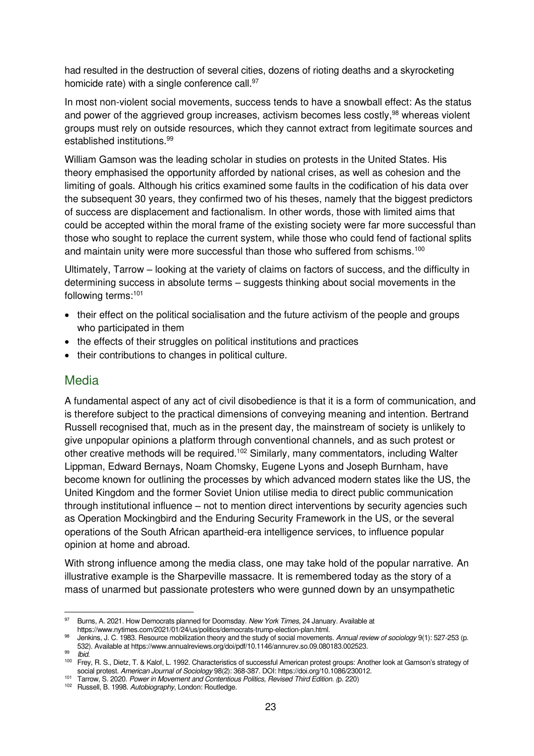had resulted in the destruction of several cities, dozens of rioting deaths and a skyrocketing homicide rate) with a single conference call.[97]

In most non-violent social movements, success tends to have a snowball effect: As the status and power of the aggrieved group increases, activism becomes less costly,[98] whereas violent groups must rely on outside resources, which they cannot extract from legitimate sources and established institutions.[99]

William Gamson was the leading scholar in studies on protests in the United States. His theory emphasised the opportunity afforded by national crises, as well as cohesion and the limiting of goals. Although his critics examined some faults in the codification of his data over the subsequent 30 years, they confirmed two of his theses, namely that the biggest predictors of success are displacement and factionalism. In other words, those with limited aims that could be accepted within the moral frame of the existing society were far more successful than those who sought to replace the current system, while those who could fend of factional splits and maintain unity were more successful than those who suffered from schisms.[100]

Ultimately, Tarrow – looking at the variety of claims on factors of success, and the difficulty in determining success in absolute terms – suggests thinking about social movements in the following terms:[101]

- their effect on the political socialisation and the future activism of the people and groups who participated in them
- the effects of their struggles on political institutions and practices
- their contributions to changes in political culture.

## Media

A fundamental aspect of any act of civil disobedience is that it is a form of communication, and is therefore subject to the practical dimensions of conveying meaning and intention. Bertrand Russell recognised that, much as in the present day, the mainstream of society is unlikely to give unpopular opinions a platform through conventional channels, and as such protest or other creative methods will be required.[102] Similarly, many commentators, including Walter Lippman, Edward Bernays, Noam Chomsky, Eugene Lyons and Joseph Burnham, have become known for outlining the processes by which advanced modern states like the US, the United Kingdom and the former Soviet Union utilise media to direct public communication through institutional influence – not to mention direct interventions by security agencies such as Operation Mockingbird and the Enduring Security Framework in the US, or the several operations of the South African apartheid-era intelligence services, to influence popular opinion at home and abroad.

With strong influence among the media class, one may take hold of the popular narrative. An illustrative example is the Sharpeville massacre. It is remembered today as the story of a mass of unarmed but passionate protesters who were gunned down by an unsympathetic

---

[97] Burns, A. 2021. How Democrats planned for Doomsday. *New York Times,* 24 January. Available at https://www.nytimes.com/2021/01/24/us/politics/democrats-trump-election-plan.html.

[98] Jenkins, J. C. 1983. Resource mobilization theory and the study of social movements. *Annual review of sociology* 9(1): 527-253 (p. 532). Available at https://www.annualreviews.org/doi/pdf/10.1146/annurev.so.09.080183.002523.

[99] *Ibid.*

[100] Frey, R. S., Dietz, T. & Kalof, L. 1992. Characteristics of successful American protest groups: Another look at Gamson's strategy of social protest. *American Journal of Sociology* 98(2): 368-387. DOI: https://doi.org/10.1086/230012.

[101] Tarrow, S. 2020. *Power in Movement and Contentious Politics, Revised Third Edition.* (p. 220)

[102] Russell, B. 1998. *Autobiography*, London: Routledge.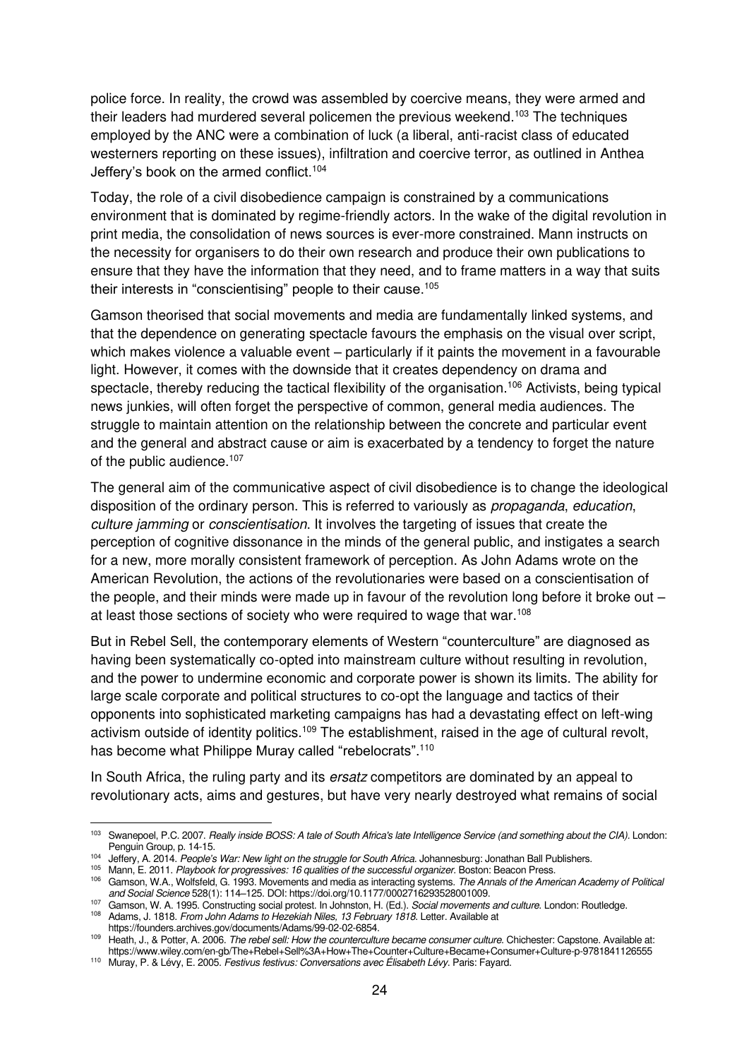police force. In reality, the crowd was assembled by coercive means, they were armed and their leaders had murdered several policemen the previous weekend.[103] The techniques employed by the ANC were a combination of luck (a liberal, anti-racist class of educated westerners reporting on these issues), infiltration and coercive terror, as outlined in Anthea Jeffery's book on the armed conflict.[104]

Today, the role of a civil disobedience campaign is constrained by a communications environment that is dominated by regime-friendly actors. In the wake of the digital revolution in print media, the consolidation of news sources is ever-more constrained. Mann instructs on the necessity for organisers to do their own research and produce their own publications to ensure that they have the information that they need, and to frame matters in a way that suits their interests in "conscientising" people to their cause.[105]

Gamson theorised that social movements and media are fundamentally linked systems, and that the dependence on generating spectacle favours the emphasis on the visual over script, which makes violence a valuable event – particularly if it paints the movement in a favourable light. However, it comes with the downside that it creates dependency on drama and spectacle, thereby reducing the tactical flexibility of the organisation.[106] Activists, being typical news junkies, will often forget the perspective of common, general media audiences. The struggle to maintain attention on the relationship between the concrete and particular event and the general and abstract cause or aim is exacerbated by a tendency to forget the nature of the public audience.[107]

The general aim of the communicative aspect of civil disobedience is to change the ideological disposition of the ordinary person. This is referred to variously as *propaganda*, *education*, *culture jamming* or *conscientisation*. It involves the targeting of issues that create the perception of cognitive dissonance in the minds of the general public, and instigates a search for a new, more morally consistent framework of perception. As John Adams wrote on the American Revolution, the actions of the revolutionaries were based on a conscientisation of the people, and their minds were made up in favour of the revolution long before it broke out – at least those sections of society who were required to wage that war.[108]

But in Rebel Sell, the contemporary elements of Western "counterculture" are diagnosed as having been systematically co-opted into mainstream culture without resulting in revolution, and the power to undermine economic and corporate power is shown its limits. The ability for large scale corporate and political structures to co-opt the language and tactics of their opponents into sophisticated marketing campaigns has had a devastating effect on left-wing activism outside of identity politics.[109] The establishment, raised in the age of cultural revolt, has become what Philippe Muray called "rebelocrats".[110]

In South Africa, the ruling party and its *ersatz* competitors are dominated by an appeal to revolutionary acts, aims and gestures, but have very nearly destroyed what remains of social

---

[103] Swanepoel, P.C. 2007. *Really inside BOSS: A tale of South Africa's late Intelligence Service (and something about the CIA)*. London: Penguin Group, p. 14-15.

[104] Jeffery, A. 2014. *People's War: New light on the struggle for South Africa*. Johannesburg: Jonathan Ball Publishers.

[105] Mann, E. 2011. *Playbook for progressives: 16 qualities of the successful organizer*. Boston: Beacon Press.

[106] Gamson, W.A., Wolfsfeld, G. 1993. Movements and media as interacting systems. *The Annals of the American Academy of Political and Social Science* 528(1): 114–125. DOI: https://doi.org/10.1177/0002716293528001009.

[107] Gamson, W. A. 1995. Constructing social protest. In Johnston, H. (Ed.). *Social movements and culture*. London: Routledge.

[108] Adams, J. 1818. *From John Adams to Hezekiah Niles, 13 February 1818*. Letter. Available at https://founders.archives.gov/documents/Adams/99-02-02-6854.

[109] Heath, J., & Potter, A. 2006. *The rebel sell: How the counterculture became consumer culture*. Chichester: Capstone. Available at: https://www.wiley.com/en-gb/The+Rebel+Sell%3A+How+The+Counter+Culture+Became+Consumer+Culture-p-9781841126555

[110] Muray, P. & Lévy, E. 2005. *Festivus festivus: Conversations avec Élisabeth Lévy*. Paris: Fayard.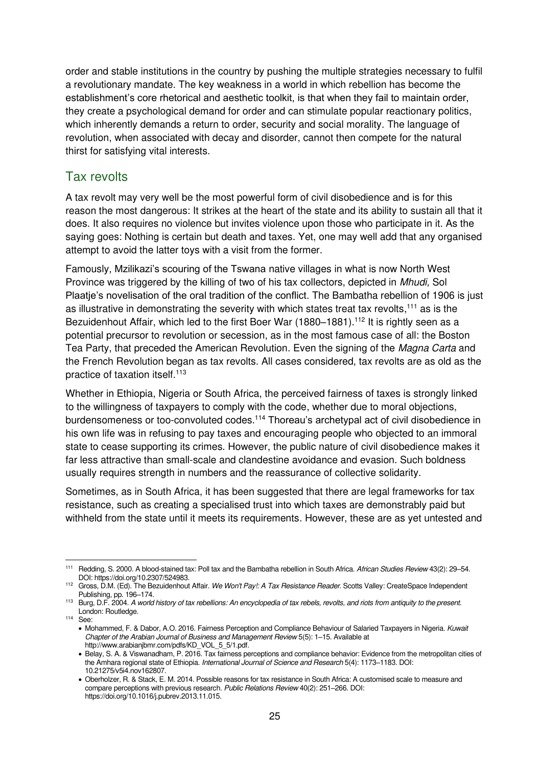order and stable institutions in the country by pushing the multiple strategies necessary to fulfil a revolutionary mandate. The key weakness in a world in which rebellion has become the establishment's core rhetorical and aesthetic toolkit, is that when they fail to maintain order, they create a psychological demand for order and can stimulate popular reactionary politics, which inherently demands a return to order, security and social morality. The language of revolution, when associated with decay and disorder, cannot then compete for the natural thirst for satisfying vital interests.

## Tax revolts

A tax revolt may very well be the most powerful form of civil disobedience and is for this reason the most dangerous: It strikes at the heart of the state and its ability to sustain all that it does. It also requires no violence but invites violence upon those who participate in it. As the saying goes: Nothing is certain but death and taxes. Yet, one may well add that any organised attempt to avoid the latter toys with a visit from the former.

Famously, Mzilikazi's scouring of the Tswana native villages in what is now North West Province was triggered by the killing of two of his tax collectors, depicted in *Mhudi,* Sol Plaatje's novelisation of the oral tradition of the conflict. The Bambatha rebellion of 1906 is just as illustrative in demonstrating the severity with which states treat tax revolts,[111] as is the Bezuidenhout Affair, which led to the first Boer War (1880–1881).[112] It is rightly seen as a potential precursor to revolution or secession, as in the most famous case of all: the Boston Tea Party, that preceded the American Revolution. Even the signing of the *Magna Carta* and the French Revolution began as tax revolts. All cases considered, tax revolts are as old as the practice of taxation itself.[113]

Whether in Ethiopia, Nigeria or South Africa, the perceived fairness of taxes is strongly linked to the willingness of taxpayers to comply with the code, whether due to moral objections, burdensomeness or too-convoluted codes.[114] Thoreau's archetypal act of civil disobedience in his own life was in refusing to pay taxes and encouraging people who objected to an immoral state to cease supporting its crimes. However, the public nature of civil disobedience makes it far less attractive than small-scale and clandestine avoidance and evasion. Such boldness usually requires strength in numbers and the reassurance of collective solidarity.

Sometimes, as in South Africa, it has been suggested that there are legal frameworks for tax resistance, such as creating a specialised trust into which taxes are demonstrably paid but withheld from the state until it meets its requirements. However, these are as yet untested and

---

[111] Redding, S. 2000. A blood-stained tax: Poll tax and the Bambatha rebellion in South Africa. *African Studies Review* 43(2): 29–54. DOI: https://doi.org/10.2307/524983.

[112] Gross, D.M. (Ed). The Bezuidenhout Affair. *We Won't Pay!: A Tax Resistance Reader*. Scotts Valley: CreateSpace Independent Publishing, pp. 196–174.

[113] Burg, D.F. 2004. *A world history of tax rebellions: An encyclopedia of tax rebels, revolts, and riots from antiquity to the present.* London: Routledge.

[114] See:

- Mohammed, F. & Dabor, A.O. 2016. Fairness Perception and Compliance Behaviour of Salaried Taxpayers in Nigeria. *Kuwait Chapter of the Arabian Journal of Business and Management Review* 5(5): 1–15. Available at http://www.arabianjbmr.com/pdfs/KD_VOL_5_5/1.pdf.
- Belay, S. A. & Viswanadham, P. 2016. Tax fairness perceptions and compliance behavior: Evidence from the metropolitan cities of the Amhara regional state of Ethiopia. *International Journal of Science and Research* 5(4): 1173–1183. DOI: 10.21275/v5i4.nov162807.
- Oberholzer, R. & Stack, E. M. 2014. Possible reasons for tax resistance in South Africa: A customised scale to measure and compare perceptions with previous research. *Public Relations Review* 40(2): 251–266. DOI: https://doi.org/10.1016/j.pubrev.2013.11.015.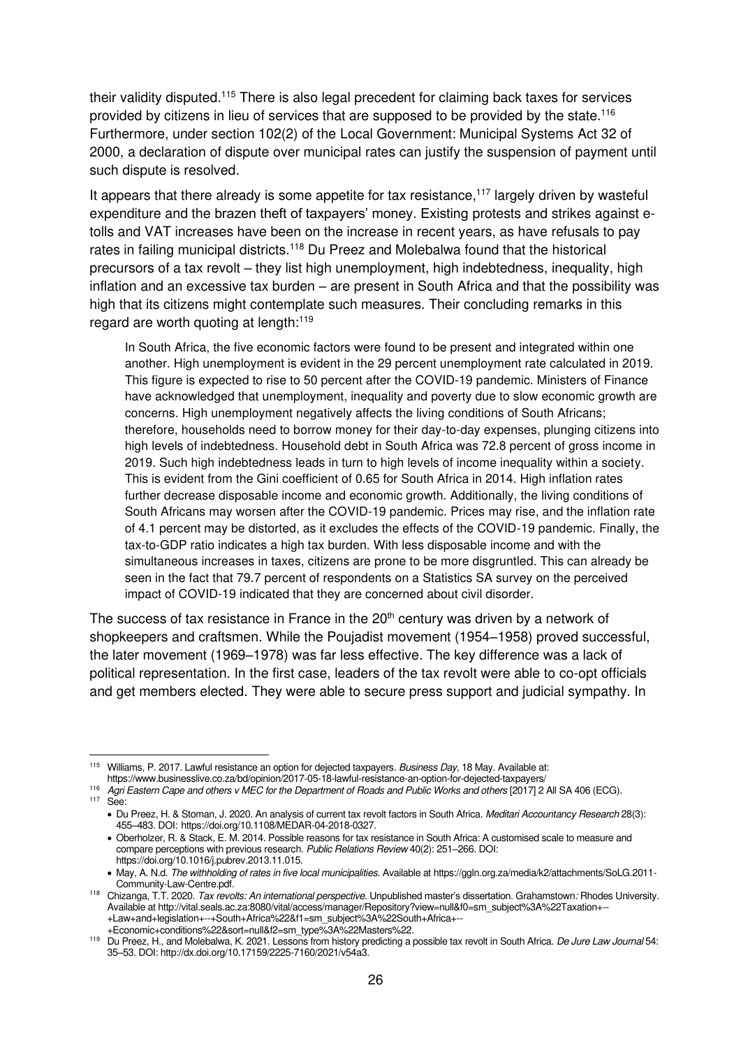their validity disputed.[115] There is also legal precedent for claiming back taxes for services provided by citizens in lieu of services that are supposed to be provided by the state.[116] Furthermore, under section 102(2) of the Local Government: Municipal Systems Act 32 of 2000, a declaration of dispute over municipal rates can justify the suspension of payment until such dispute is resolved.

It appears that there already is some appetite for tax resistance,[117] largely driven by wasteful expenditure and the brazen theft of taxpayers' money. Existing protests and strikes against e-tolls and VAT increases have been on the increase in recent years, as have refusals to pay rates in failing municipal districts.[118] Du Preez and Molebalwa found that the historical precursors of a tax revolt – they list high unemployment, high indebtedness, inequality, high inflation and an excessive tax burden – are present in South Africa and that the possibility was high that its citizens might contemplate such measures. Their concluding remarks in this regard are worth quoting at length:[119]

> In South Africa, the five economic factors were found to be present and integrated within one another. High unemployment is evident in the 29 percent unemployment rate calculated in 2019. This figure is expected to rise to 50 percent after the COVID-19 pandemic. Ministers of Finance have acknowledged that unemployment, inequality and poverty due to slow economic growth are concerns. High unemployment negatively affects the living conditions of South Africans; therefore, households need to borrow money for their day-to-day expenses, plunging citizens into high levels of indebtedness. Household debt in South Africa was 72.8 percent of gross income in 2019. Such high indebtedness leads in turn to high levels of income inequality within a society. This is evident from the Gini coefficient of 0.65 for South Africa in 2014. High inflation rates further decrease disposable income and economic growth. Additionally, the living conditions of South Africans may worsen after the COVID-19 pandemic. Prices may rise, and the inflation rate of 4.1 percent may be distorted, as it excludes the effects of the COVID-19 pandemic. Finally, the tax-to-GDP ratio indicates a high tax burden. With less disposable income and with the simultaneous increases in taxes, citizens are prone to be more disgruntled. This can already be seen in the fact that 79.7 percent of respondents on a Statistics SA survey on the perceived impact of COVID-19 indicated that they are concerned about civil disorder.

The success of tax resistance in France in the 20th century was driven by a network of shopkeepers and craftsmen. While the Poujadist movement (1954–1958) proved successful, the later movement (1969–1978) was far less effective. The key difference was a lack of political representation. In the first case, leaders of the tax revolt were able to co-opt officials and get members elected. They were able to secure press support and judicial sympathy. In

---

[115] Williams, P. 2017. Lawful resistance an option for dejected taxpayers. *Business Day,* 18 May. Available at: https://www.businesslive.co.za/bd/opinion/2017-05-18-lawful-resistance-an-option-for-dejected-taxpayers/

[116] *Agri Eastern Cape and others v MEC for the Department of Roads and Public Works and others* [2017] 2 All SA 406 (ECG).

[117] See:

- Du Preez, H. & Stoman, J. 2020. An analysis of current tax revolt factors in South Africa. *Meditari Accountancy Research* 28(3): 455–483. DOI: https://doi.org/10.1108/MEDAR-04-2018-0327.
- Oberholzer, R. & Stack, E. M. 2014. Possible reasons for tax resistance in South Africa: A customised scale to measure and compare perceptions with previous research. *Public Relations Review* 40(2): 251–266. DOI: https://doi.org/10.1016/j.pubrev.2013.11.015.
- May, A. N.d. *The withholding of rates in five local municipalities.* Available at https://ggln.org.za/media/k2/attachments/SoLG.2011-Community-Law-Centre.pdf.

[118] Chizanga, T.T. 2020. *Tax revolts: An international perspective.* Unpublished master's dissertation. Grahamstown: Rhodes University. Available at http://vital.seals.ac.za:8080/vital/access/manager/Repository?view=null&f0=sm_subject%3A%22Taxation+--+Law+and+legislation+--+South+Africa%22&f1=sm_subject%3A%22South+Africa+--+Economic+conditions%22&sort=null&f2=sm_type%3A%22Masters%22.

[119] Du Preez, H., and Molebalwa, K. 2021. Lessons from history predicting a possible tax revolt in South Africa. *De Jure Law Journal* 54: 35–53. DOI: http://dx.doi.org/10.17159/2225-7160/2021/v54a3.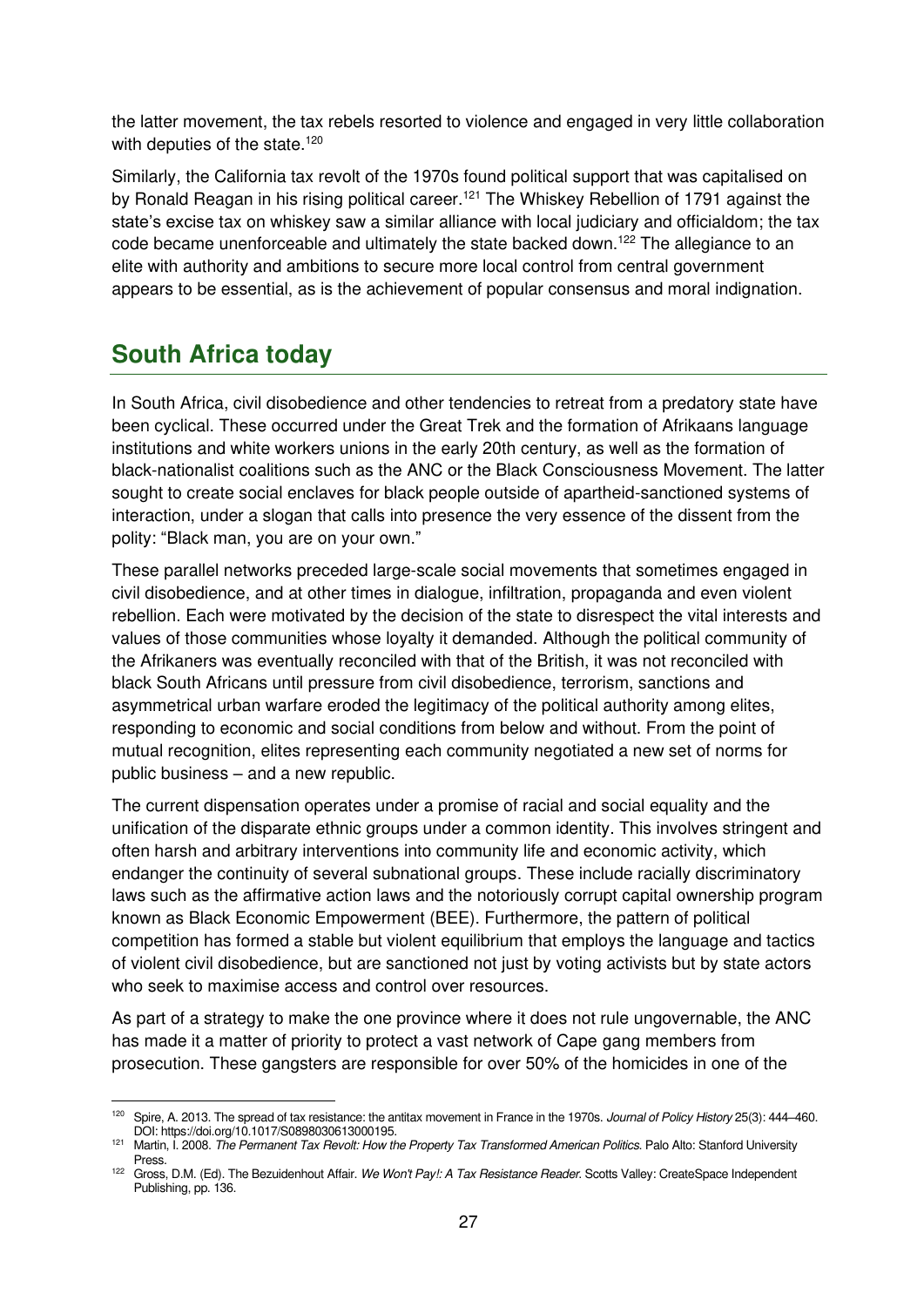the latter movement, the tax rebels resorted to violence and engaged in very little collaboration with deputies of the state.[120]

Similarly, the California tax revolt of the 1970s found political support that was capitalised on by Ronald Reagan in his rising political career.[121] The Whiskey Rebellion of 1791 against the state's excise tax on whiskey saw a similar alliance with local judiciary and officialdom; the tax code became unenforceable and ultimately the state backed down.[122] The allegiance to an elite with authority and ambitions to secure more local control from central government appears to be essential, as is the achievement of popular consensus and moral indignation.

## South Africa today

In South Africa, civil disobedience and other tendencies to retreat from a predatory state have been cyclical. These occurred under the Great Trek and the formation of Afrikaans language institutions and white workers unions in the early 20th century, as well as the formation of black-nationalist coalitions such as the ANC or the Black Consciousness Movement. The latter sought to create social enclaves for black people outside of apartheid-sanctioned systems of interaction, under a slogan that calls into presence the very essence of the dissent from the polity: "Black man, you are on your own."

These parallel networks preceded large-scale social movements that sometimes engaged in civil disobedience, and at other times in dialogue, infiltration, propaganda and even violent rebellion. Each were motivated by the decision of the state to disrespect the vital interests and values of those communities whose loyalty it demanded. Although the political community of the Afrikaners was eventually reconciled with that of the British, it was not reconciled with black South Africans until pressure from civil disobedience, terrorism, sanctions and asymmetrical urban warfare eroded the legitimacy of the political authority among elites, responding to economic and social conditions from below and without. From the point of mutual recognition, elites representing each community negotiated a new set of norms for public business – and a new republic.

The current dispensation operates under a promise of racial and social equality and the unification of the disparate ethnic groups under a common identity. This involves stringent and often harsh and arbitrary interventions into community life and economic activity, which endanger the continuity of several subnational groups. These include racially discriminatory laws such as the affirmative action laws and the notoriously corrupt capital ownership program known as Black Economic Empowerment (BEE). Furthermore, the pattern of political competition has formed a stable but violent equilibrium that employs the language and tactics of violent civil disobedience, but are sanctioned not just by voting activists but by state actors who seek to maximise access and control over resources.

As part of a strategy to make the one province where it does not rule ungovernable, the ANC has made it a matter of priority to protect a vast network of Cape gang members from prosecution. These gangsters are responsible for over 50% of the homicides in one of the

---

[120] Spire, A. 2013. The spread of tax resistance: the antitax movement in France in the 1970s. *Journal of Policy History* 25(3): 444–460. DOI: https://doi.org/10.1017/S0898030613000195.

[121] Martin, I. 2008. *The Permanent Tax Revolt: How the Property Tax Transformed American Politics*. Palo Alto: Stanford University Press.

[122] Gross, D.M. (Ed). The Bezuidenhout Affair. *We Won't Pay!: A Tax Resistance Reader*. Scotts Valley: CreateSpace Independent Publishing, pp. 136.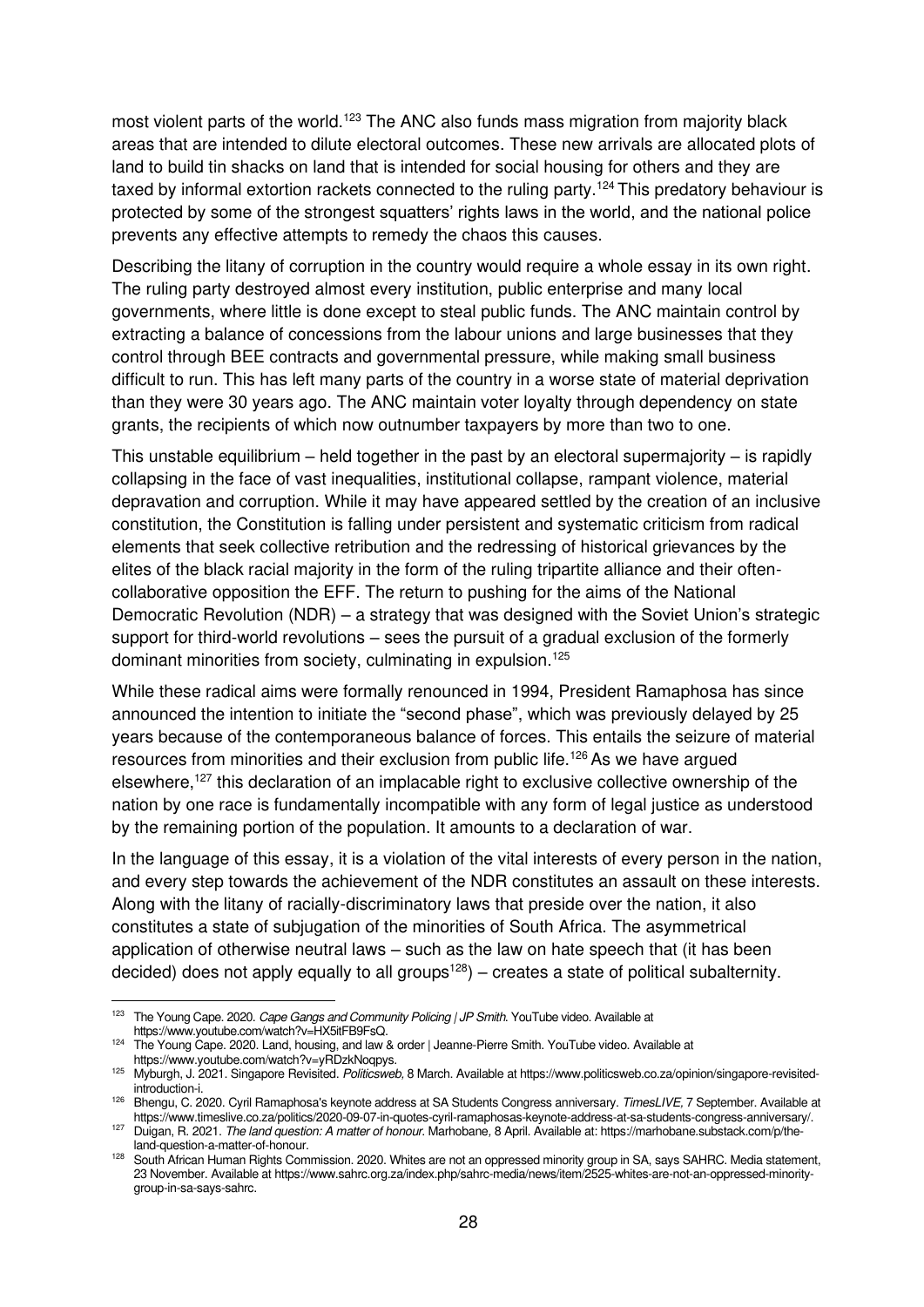most violent parts of the world.[123] The ANC also funds mass migration from majority black areas that are intended to dilute electoral outcomes. These new arrivals are allocated plots of land to build tin shacks on land that is intended for social housing for others and they are taxed by informal extortion rackets connected to the ruling party.[124] This predatory behaviour is protected by some of the strongest squatters' rights laws in the world, and the national police prevents any effective attempts to remedy the chaos this causes.

Describing the litany of corruption in the country would require a whole essay in its own right. The ruling party destroyed almost every institution, public enterprise and many local governments, where little is done except to steal public funds. The ANC maintain control by extracting a balance of concessions from the labour unions and large businesses that they control through BEE contracts and governmental pressure, while making small business difficult to run. This has left many parts of the country in a worse state of material deprivation than they were 30 years ago. The ANC maintain voter loyalty through dependency on state grants, the recipients of which now outnumber taxpayers by more than two to one.

This unstable equilibrium – held together in the past by an electoral supermajority – is rapidly collapsing in the face of vast inequalities, institutional collapse, rampant violence, material depravation and corruption. While it may have appeared settled by the creation of an inclusive constitution, the Constitution is falling under persistent and systematic criticism from radical elements that seek collective retribution and the redressing of historical grievances by the elites of the black racial majority in the form of the ruling tripartite alliance and their often-collaborative opposition the EFF. The return to pushing for the aims of the National Democratic Revolution (NDR) – a strategy that was designed with the Soviet Union's strategic support for third-world revolutions – sees the pursuit of a gradual exclusion of the formerly dominant minorities from society, culminating in expulsion.[125]

While these radical aims were formally renounced in 1994, President Ramaphosa has since announced the intention to initiate the "second phase", which was previously delayed by 25 years because of the contemporaneous balance of forces. This entails the seizure of material resources from minorities and their exclusion from public life.[126] As we have argued elsewhere,[127] this declaration of an implacable right to exclusive collective ownership of the nation by one race is fundamentally incompatible with any form of legal justice as understood by the remaining portion of the population. It amounts to a declaration of war.

In the language of this essay, it is a violation of the vital interests of every person in the nation, and every step towards the achievement of the NDR constitutes an assault on these interests. Along with the litany of racially-discriminatory laws that preside over the nation, it also constitutes a state of subjugation of the minorities of South Africa. The asymmetrical application of otherwise neutral laws – such as the law on hate speech that (it has been decided) does not apply equally to all groups[128]) – creates a state of political subalternity.

---

[123] The Young Cape. 2020. *Cape Gangs and Community Policing | JP Smith*. YouTube video. Available at https://www.youtube.com/watch?v=HX5itFB9FsQ.

[124] The Young Cape. 2020. Land, housing, and law & order | Jeanne-Pierre Smith. YouTube video. Available at https://www.youtube.com/watch?v=yRDzkNoqpys.

[125] Myburgh, J. 2021. Singapore Revisited. *Politicsweb*, 8 March. Available at https://www.politicsweb.co.za/opinion/singapore-revisited-introduction-i.

[126] Bhengu, C. 2020. Cyril Ramaphosa's keynote address at SA Students Congress anniversary. *TimesLIVE,* 7 September. Available at https://www.timeslive.co.za/politics/2020-09-07-in-quotes-cyril-ramaphosas-keynote-address-at-sa-students-congress-anniversary/.

[127] Duigan, R. 2021. *The land question: A matter of honour*. Marhobane, 8 April. Available at: https://marhobane.substack.com/p/the-land-question-a-matter-of-honour.

[128] South African Human Rights Commission. 2020. Whites are not an oppressed minority group in SA, says SAHRC. Media statement, 23 November. Available at https://www.sahrc.org.za/index.php/sahrc-media/news/item/2525-whites-are-not-an-oppressed-minority-group-in-sa-says-sahrc.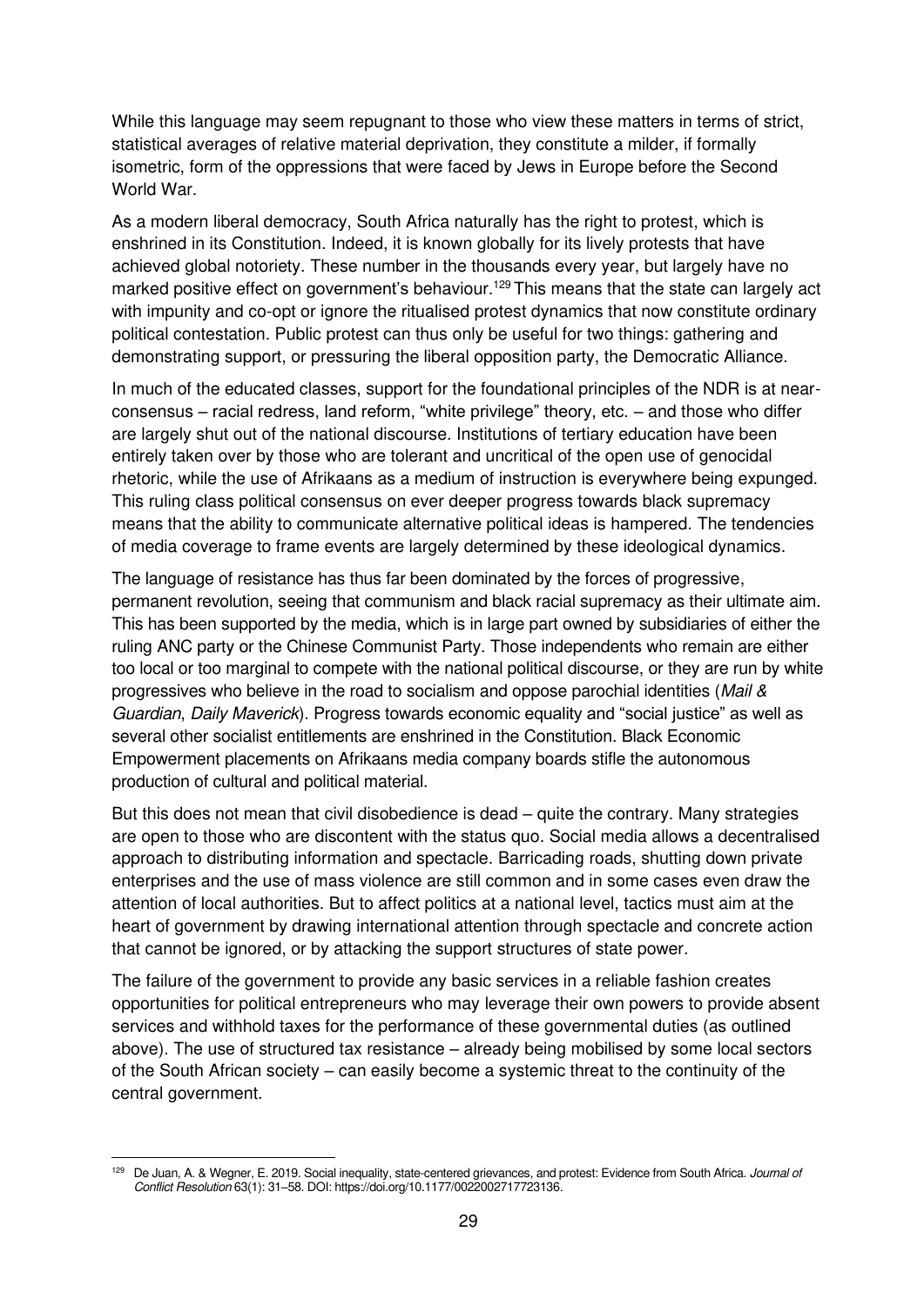While this language may seem repugnant to those who view these matters in terms of strict, statistical averages of relative material deprivation, they constitute a milder, if formally isometric, form of the oppressions that were faced by Jews in Europe before the Second World War.

As a modern liberal democracy, South Africa naturally has the right to protest, which is enshrined in its Constitution. Indeed, it is known globally for its lively protests that have achieved global notoriety. These number in the thousands every year, but largely have no marked positive effect on government's behaviour.[129] This means that the state can largely act with impunity and co-opt or ignore the ritualised protest dynamics that now constitute ordinary political contestation. Public protest can thus only be useful for two things: gathering and demonstrating support, or pressuring the liberal opposition party, the Democratic Alliance.

In much of the educated classes, support for the foundational principles of the NDR is at near-consensus – racial redress, land reform, "white privilege" theory, etc. – and those who differ are largely shut out of the national discourse. Institutions of tertiary education have been entirely taken over by those who are tolerant and uncritical of the open use of genocidal rhetoric, while the use of Afrikaans as a medium of instruction is everywhere being expunged. This ruling class political consensus on ever deeper progress towards black supremacy means that the ability to communicate alternative political ideas is hampered. The tendencies of media coverage to frame events are largely determined by these ideological dynamics.

The language of resistance has thus far been dominated by the forces of progressive, permanent revolution, seeing that communism and black racial supremacy as their ultimate aim. This has been supported by the media, which is in large part owned by subsidiaries of either the ruling ANC party or the Chinese Communist Party. Those independents who remain are either too local or too marginal to compete with the national political discourse, or they are run by white progressives who believe in the road to socialism and oppose parochial identities (*Mail & Guardian*, *Daily Maverick*). Progress towards economic equality and "social justice" as well as several other socialist entitlements are enshrined in the Constitution. Black Economic Empowerment placements on Afrikaans media company boards stifle the autonomous production of cultural and political material.

But this does not mean that civil disobedience is dead – quite the contrary. Many strategies are open to those who are discontent with the status quo. Social media allows a decentralised approach to distributing information and spectacle. Barricading roads, shutting down private enterprises and the use of mass violence are still common and in some cases even draw the attention of local authorities. But to affect politics at a national level, tactics must aim at the heart of government by drawing international attention through spectacle and concrete action that cannot be ignored, or by attacking the support structures of state power.

The failure of the government to provide any basic services in a reliable fashion creates opportunities for political entrepreneurs who may leverage their own powers to provide absent services and withhold taxes for the performance of these governmental duties (as outlined above). The use of structured tax resistance – already being mobilised by some local sectors of the South African society – can easily become a systemic threat to the continuity of the central government.

---

[129] De Juan, A. & Wegner, E. 2019. Social inequality, state-centered grievances, and protest: Evidence from South Africa. *Journal of Conflict Resolution* 63(1): 31–58. DOI: https://doi.org/10.1177/0022002717723136.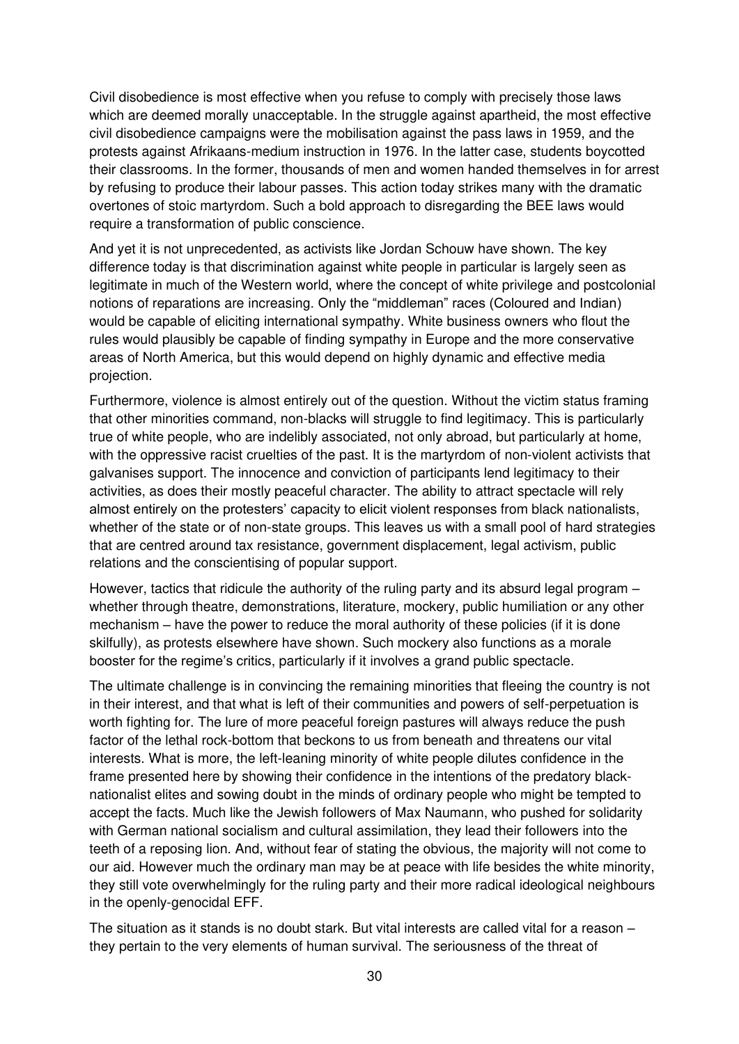Civil disobedience is most effective when you refuse to comply with precisely those laws which are deemed morally unacceptable. In the struggle against apartheid, the most effective civil disobedience campaigns were the mobilisation against the pass laws in 1959, and the protests against Afrikaans-medium instruction in 1976. In the latter case, students boycotted their classrooms. In the former, thousands of men and women handed themselves in for arrest by refusing to produce their labour passes. This action today strikes many with the dramatic overtones of stoic martyrdom. Such a bold approach to disregarding the BEE laws would require a transformation of public conscience.

And yet it is not unprecedented, as activists like Jordan Schouw have shown. The key difference today is that discrimination against white people in particular is largely seen as legitimate in much of the Western world, where the concept of white privilege and postcolonial notions of reparations are increasing. Only the "middleman" races (Coloured and Indian) would be capable of eliciting international sympathy. White business owners who flout the rules would plausibly be capable of finding sympathy in Europe and the more conservative areas of North America, but this would depend on highly dynamic and effective media projection.

Furthermore, violence is almost entirely out of the question. Without the victim status framing that other minorities command, non-blacks will struggle to find legitimacy. This is particularly true of white people, who are indelibly associated, not only abroad, but particularly at home, with the oppressive racist cruelties of the past. It is the martyrdom of non-violent activists that galvanises support. The innocence and conviction of participants lend legitimacy to their activities, as does their mostly peaceful character. The ability to attract spectacle will rely almost entirely on the protesters' capacity to elicit violent responses from black nationalists, whether of the state or of non-state groups. This leaves us with a small pool of hard strategies that are centred around tax resistance, government displacement, legal activism, public relations and the conscientising of popular support.

However, tactics that ridicule the authority of the ruling party and its absurd legal program – whether through theatre, demonstrations, literature, mockery, public humiliation or any other mechanism – have the power to reduce the moral authority of these policies (if it is done skilfully), as protests elsewhere have shown. Such mockery also functions as a morale booster for the regime's critics, particularly if it involves a grand public spectacle.

The ultimate challenge is in convincing the remaining minorities that fleeing the country is not in their interest, and that what is left of their communities and powers of self-perpetuation is worth fighting for. The lure of more peaceful foreign pastures will always reduce the push factor of the lethal rock-bottom that beckons to us from beneath and threatens our vital interests. What is more, the left-leaning minority of white people dilutes confidence in the frame presented here by showing their confidence in the intentions of the predatory black-nationalist elites and sowing doubt in the minds of ordinary people who might be tempted to accept the facts. Much like the Jewish followers of Max Naumann, who pushed for solidarity with German national socialism and cultural assimilation, they lead their followers into the teeth of a reposing lion. And, without fear of stating the obvious, the majority will not come to our aid. However much the ordinary man may be at peace with life besides the white minority, they still vote overwhelmingly for the ruling party and their more radical ideological neighbours in the openly-genocidal EFF.

The situation as it stands is no doubt stark. But vital interests are called vital for a reason – they pertain to the very elements of human survival. The seriousness of the threat of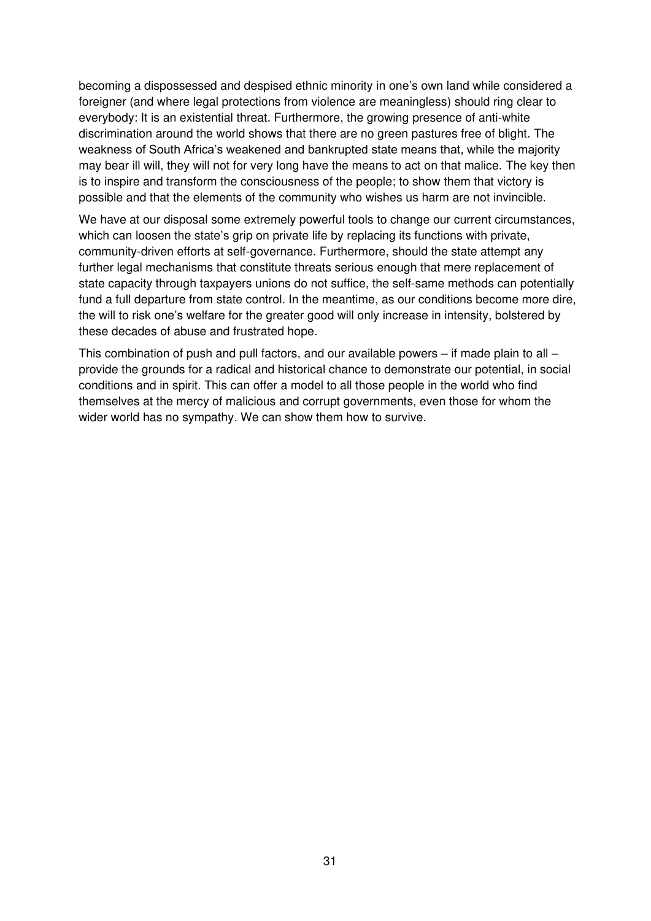becoming a dispossessed and despised ethnic minority in one's own land while considered a foreigner (and where legal protections from violence are meaningless) should ring clear to everybody: It is an existential threat. Furthermore, the growing presence of anti-white discrimination around the world shows that there are no green pastures free of blight. The weakness of South Africa's weakened and bankrupted state means that, while the majority may bear ill will, they will not for very long have the means to act on that malice. The key then is to inspire and transform the consciousness of the people; to show them that victory is possible and that the elements of the community who wishes us harm are not invincible.

We have at our disposal some extremely powerful tools to change our current circumstances, which can loosen the state's grip on private life by replacing its functions with private, community-driven efforts at self-governance. Furthermore, should the state attempt any further legal mechanisms that constitute threats serious enough that mere replacement of state capacity through taxpayers unions do not suffice, the self-same methods can potentially fund a full departure from state control. In the meantime, as our conditions become more dire, the will to risk one's welfare for the greater good will only increase in intensity, bolstered by these decades of abuse and frustrated hope.

This combination of push and pull factors, and our available powers – if made plain to all – provide the grounds for a radical and historical chance to demonstrate our potential, in social conditions and in spirit. This can offer a model to all those people in the world who find themselves at the mercy of malicious and corrupt governments, even those for whom the wider world has no sympathy. We can show them how to survive.